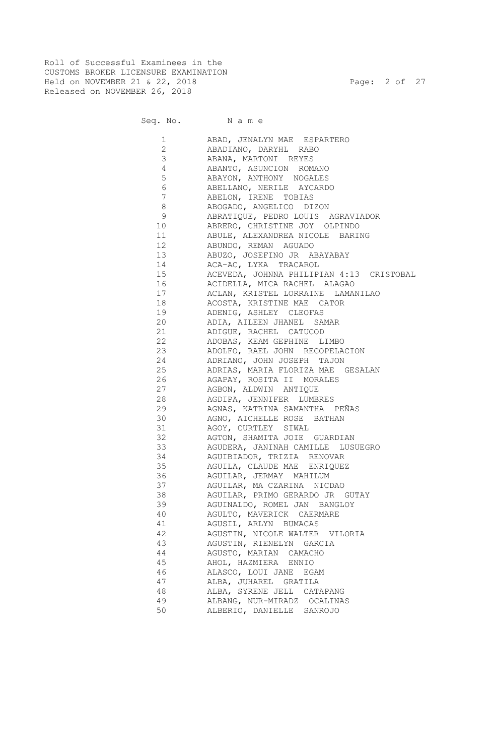Roll of Successful Examinees in the
CUSTOMS BROKER LICENSURE EXAMINATION
Held on NOVEMBER 21 & 22, 2018
Released on NOVEMBER 26, 2018

| Seq. No. | Name |
|---|---|
| 1 | ABAD, JENALYN MAE ESPARTERO |
| 2 | ABADIANO, DARYHL RABO |
| 3 | ABANA, MARTONI REYES |
| 4 | ABANTO, ASUNCION ROMANO |
| 5 | ABAYON, ANTHONY NOGALES |
| 6 | ABELLANO, NERILE AYCARDO |
| 7 | ABELON, IRENE TOBIAS |
| 8 | ABOGADO, ANGELICO DIZON |
| 9 | ABRATIQUE, PEDRO LOUIS AGRAVIADOR |
| 10 | ABRERO, CHRISTINE JOY OLPINDO |
| 11 | ABULE, ALEXANDREA NICOLE BARING |
| 12 | ABUNDO, REMAN AGUADO |
| 13 | ABUZO, JOSEFINO JR ABAYABAY |
| 14 | ACA-AC, LYKA TRACAROL |
| 15 | ACEVEDA, JOHNNA PHILIPIAN 4:13 CRISTOBAL |
| 16 | ACIDELLA, MICA RACHEL ALAGAO |
| 17 | ACLAN, KRISTEL LORRAINE LAMANILAO |
| 18 | ACOSTA, KRISTINE MAE CATOR |
| 19 | ADENIG, ASHLEY CLEOFAS |
| 20 | ADIA, AILEEN JHANEL SAMAR |
| 21 | ADIGUE, RACHEL CATUCOD |
| 22 | ADOBAS, KEAM GEPHINE LIMBO |
| 23 | ADOLFO, RAEL JOHN RECOPELACION |
| 24 | ADRIANO, JOHN JOSEPH TAJON |
| 25 | ADRIAS, MARIA FLORIZA MAE GESALAN |
| 26 | AGAPAY, ROSITA II MORALES |
| 27 | AGBON, ALDWIN ANTIQUE |
| 28 | AGDIPA, JENNIFER LUMBRES |
| 29 | AGNAS, KATRINA SAMANTHA PEÑAS |
| 30 | AGNO, AICHELLE ROSE BATHAN |
| 31 | AGOY, CURTLEY SIWAL |
| 32 | AGTON, SHAMITA JOIE GUARDIAN |
| 33 | AGUDERA, JANINAH CAMILLE LUSUEGRO |
| 34 | AGUIBIADOR, TRIZIA RENOVAR |
| 35 | AGUILA, CLAUDE MAE ENRIQUEZ |
| 36 | AGUILAR, JERMAY MAHILUM |
| 37 | AGUILAR, MA CZARINA NICDAO |
| 38 | AGUILAR, PRIMO GERARDO JR GUTAY |
| 39 | AGUINALDO, ROMEL JAN BANGLOY |
| 40 | AGULTO, MAVERICK CAERMARE |
| 41 | AGUSIL, ARLYN BUMACAS |
| 42 | AGUSTIN, NICOLE WALTER VILORIA |
| 43 | AGUSTIN, RIENELYN GARCIA |
| 44 | AGUSTO, MARIAN CAMACHO |
| 45 | AHOL, HAZMIERA ENNIO |
| 46 | ALASCO, LOUI JANE EGAM |
| 47 | ALBA, JUHAREL GRATILA |
| 48 | ALBA, SYRENE JELL CATAPANG |
| 49 | ALBANG, NUR-MIRADZ OCALINAS |
| 50 | ALBERIO, DANIELLE SANROJO |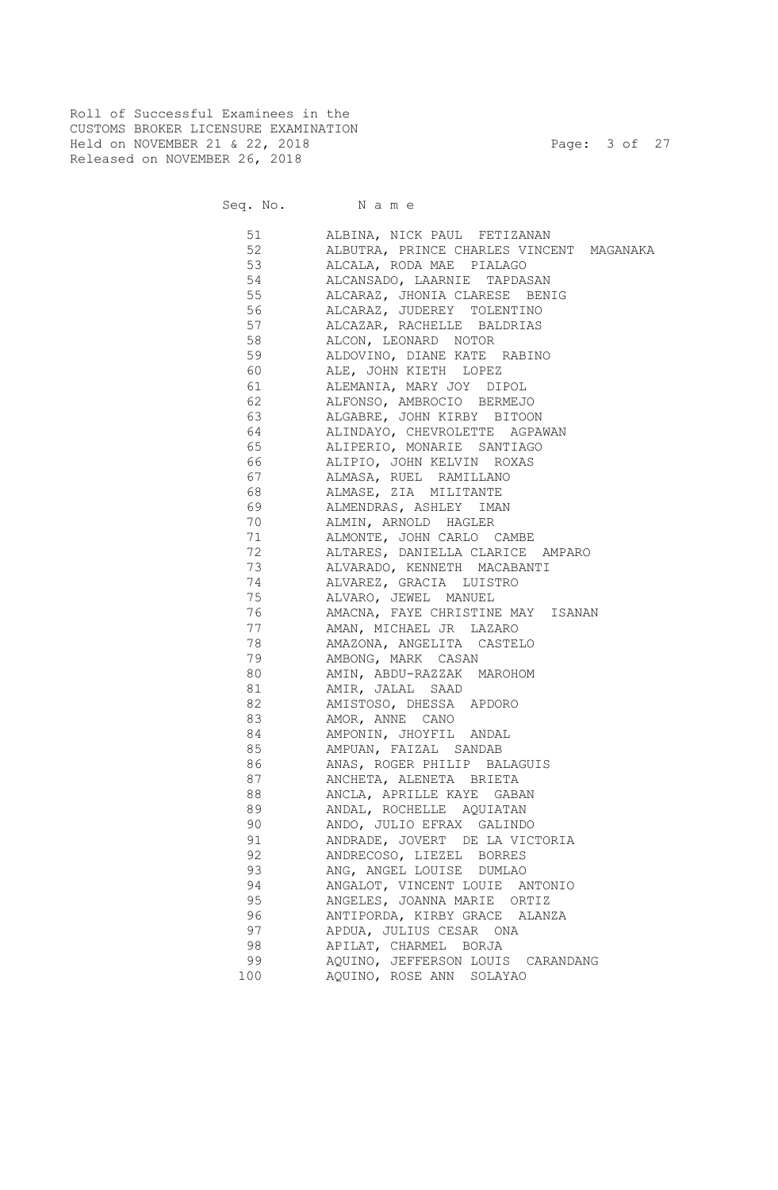Roll of Successful Examinees in the
CUSTOMS BROKER LICENSURE EXAMINATION
Held on NOVEMBER 21 & 22, 2018
Released on NOVEMBER 26, 2018

| Seq. No. | N a m e |
|---|---|
| 51 | ALBINA, NICK PAUL FETIZANAN |
| 52 | ALBUTRA, PRINCE CHARLES VINCENT MAGANAKA |
| 53 | ALCALA, RODA MAE PIALAGO |
| 54 | ALCANSADO, LAARNIE TAPDASAN |
| 55 | ALCARAZ, JHONIA CLARESE BENIG |
| 56 | ALCARAZ, JUDEREY TOLENTINO |
| 57 | ALCAZAR, RACHELLE BALDRIAS |
| 58 | ALCON, LEONARD NOTOR |
| 59 | ALDOVINO, DIANE KATE RABINO |
| 60 | ALE, JOHN KIETH LOPEZ |
| 61 | ALEMANIA, MARY JOY DIPOL |
| 62 | ALFONSO, AMBROCIO BERMEJO |
| 63 | ALGABRE, JOHN KIRBY BITOON |
| 64 | ALINDAYO, CHEVROLETTE AGPAWAN |
| 65 | ALIPERIO, MONARIE SANTIAGO |
| 66 | ALIPIO, JOHN KELVIN ROXAS |
| 67 | ALMASA, RUEL RAMILLANO |
| 68 | ALMASE, ZIA MILITANTE |
| 69 | ALMENDRAS, ASHLEY IMAN |
| 70 | ALMIN, ARNOLD HAGLER |
| 71 | ALMONTE, JOHN CARLO CAMBE |
| 72 | ALTARES, DANIELLA CLARICE AMPARO |
| 73 | ALVARADO, KENNETH MACABANTI |
| 74 | ALVAREZ, GRACIA LUISTRO |
| 75 | ALVARO, JEWEL MANUEL |
| 76 | AMACNA, FAYE CHRISTINE MAY ISANAN |
| 77 | AMAN, MICHAEL JR LAZARO |
| 78 | AMAZONA, ANGELITA CASTELO |
| 79 | AMBONG, MARK CASAN |
| 80 | AMIN, ABDU-RAZZAK MAROHOM |
| 81 | AMIR, JALAL SAAD |
| 82 | AMISTOSO, DHESSA APDORO |
| 83 | AMOR, ANNE CANO |
| 84 | AMPONIN, JHOYFIL ANDAL |
| 85 | AMPUAN, FAIZAL SANDAB |
| 86 | ANAS, ROGER PHILIP BALAGUIS |
| 87 | ANCHETA, ALENETA BRIETA |
| 88 | ANCLA, APRILLE KAYE GABAN |
| 89 | ANDAL, ROCHELLE AQUIATAN |
| 90 | ANDO, JULIO EFRAX GALINDO |
| 91 | ANDRADE, JOVERT DE LA VICTORIA |
| 92 | ANDRECOSO, LIEZEL BORRES |
| 93 | ANG, ANGEL LOUISE DUMLAO |
| 94 | ANGALOT, VINCENT LOUIE ANTONIO |
| 95 | ANGELES, JOANNA MARIE ORTIZ |
| 96 | ANTIPORDA, KIRBY GRACE ALANZA |
| 97 | APDUA, JULIUS CESAR ONA |
| 98 | APILAT, CHARMEL BORJA |
| 99 | AQUINO, JEFFERSON LOUIS CARANDANG |
| 100 | AQUINO, ROSE ANN SOLAYAO |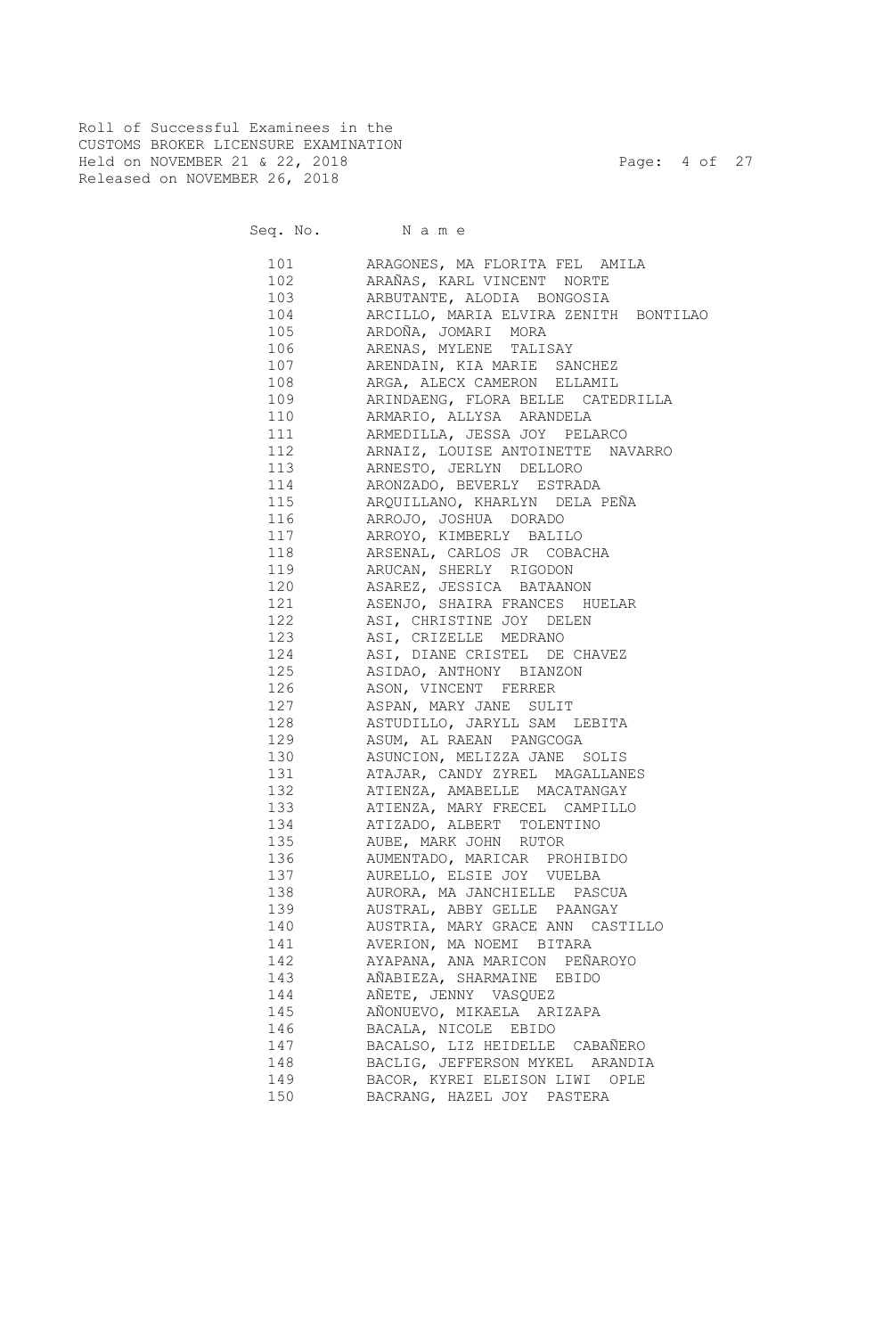Roll of Successful Examinees in the
CUSTOMS BROKER LICENSURE EXAMINATION
Held on NOVEMBER 21 & 22, 2018
Released on NOVEMBER 26, 2018

| Seq. No. | Name |
|---|---|
| 101 | ARAGONES, MA FLORITA FEL AMILA |
| 102 | ARAÑAS, KARL VINCENT NORTE |
| 103 | ARBUTANTE, ALODIA BONGOSIA |
| 104 | ARCILLO, MARIA ELVIRA ZENITH BONTILAO |
| 105 | ARDOÑA, JOMARI MORA |
| 106 | ARENAS, MYLENE TALISAY |
| 107 | ARENDAIN, KIA MARIE SANCHEZ |
| 108 | ARGA, ALECX CAMERON ELLAMIL |
| 109 | ARINDAENG, FLORA BELLE CATEDRILLA |
| 110 | ARMARIO, ALLYSA ARANDELA |
| 111 | ARMEDILLA, JESSA JOY PELARCO |
| 112 | ARNAIZ, LOUISE ANTOINETTE NAVARRO |
| 113 | ARNESTO, JERLYN DELLORO |
| 114 | ARONZADO, BEVERLY ESTRADA |
| 115 | ARQUILLANO, KHARLYN DELA PEÑA |
| 116 | ARROJO, JOSHUA DORADO |
| 117 | ARROYO, KIMBERLY BALILO |
| 118 | ARSENAL, CARLOS JR COBACHA |
| 119 | ARUCAN, SHERLY RIGODON |
| 120 | ASAREZ, JESSICA BATAANON |
| 121 | ASENJO, SHAIRA FRANCES HUELAR |
| 122 | ASI, CHRISTINE JOY DELEN |
| 123 | ASI, CRIZELLE MEDRANO |
| 124 | ASI, DIANE CRISTEL DE CHAVEZ |
| 125 | ASIDAO, ANTHONY BIANZON |
| 126 | ASON, VINCENT FERRER |
| 127 | ASPAN, MARY JANE SULIT |
| 128 | ASTUDILLO, JARYLL SAM LEBITA |
| 129 | ASUM, AL RAEAN PANGCOGA |
| 130 | ASUNCION, MELIZZA JANE SOLIS |
| 131 | ATAJAR, CANDY ZYREL MAGALLANES |
| 132 | ATIENZA, AMABELLE MACATANGAY |
| 133 | ATIENZA, MARY FRECEL CAMPILLO |
| 134 | ATIZADO, ALBERT TOLENTINO |
| 135 | AUBE, MARK JOHN RUTOR |
| 136 | AUMENTADO, MARICAR PROHIBIDO |
| 137 | AURELLO, ELSIE JOY VUELBA |
| 138 | AURORA, MA JANCHIELLE PASCUA |
| 139 | AUSTRAL, ABBY GELLE PAANGAY |
| 140 | AUSTRIA, MARY GRACE ANN CASTILLO |
| 141 | AVERION, MA NOEMI BITARA |
| 142 | AYAPANA, ANA MARICON PEÑAROYO |
| 143 | AÑABIEZA, SHARMAINE EBIDO |
| 144 | AÑETE, JENNY VASQUEZ |
| 145 | AÑONUEVO, MIKAELA ARIZAPA |
| 146 | BACALA, NICOLE EBIDO |
| 147 | BACALSO, LIZ HEIDELLE CABAÑERO |
| 148 | BACLIG, JEFFERSON MYKEL ARANDIA |
| 149 | BACOR, KYREI ELEISON LIWI OPLE |
| 150 | BACRANG, HAZEL JOY PASTERA |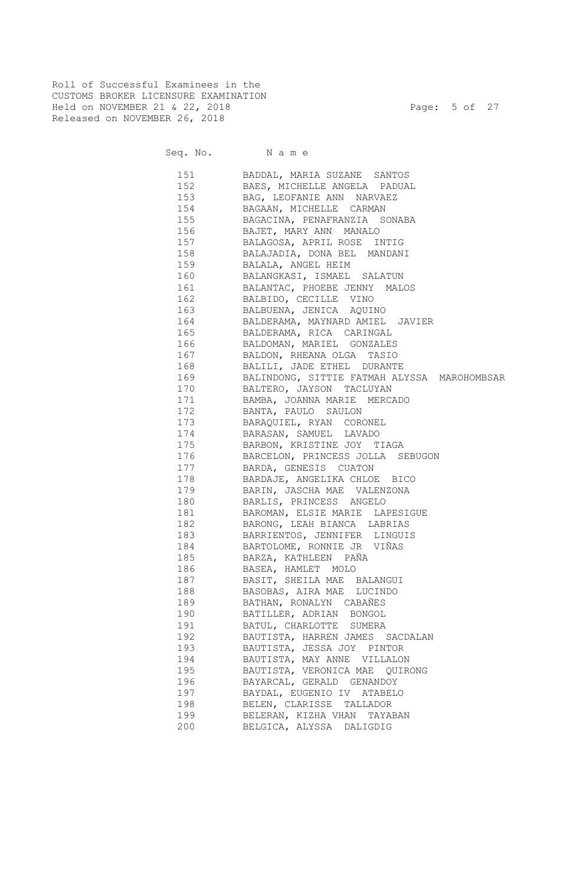Roll of Successful Examinees in the
CUSTOMS BROKER LICENSURE EXAMINATION
Held on NOVEMBER 21 & 22, 2018
Released on NOVEMBER 26, 2018

| Seq. No. | Name |
|---|---|
| 151 | BADDAL, MARIA SUZANE SANTOS |
| 152 | BAES, MICHELLE ANGELA PADUAL |
| 153 | BAG, LEOFANIE ANN NARVAEZ |
| 154 | BAGAAN, MICHELLE CARMAN |
| 155 | BAGACINA, PENAFRANZIA SONABA |
| 156 | BAJET, MARY ANN MANALO |
| 157 | BALAGOSA, APRIL ROSE INTIG |
| 158 | BALAJADIA, DONA BEL MANDANI |
| 159 | BALALA, ANGEL HEIM |
| 160 | BALANGKASI, ISMAEL SALATUN |
| 161 | BALANTAC, PHOEBE JENNY MALOS |
| 162 | BALBIDO, CECILLE VINO |
| 163 | BALBUENA, JENICA AQUINO |
| 164 | BALDERAMA, MAYNARD AMIEL JAVIER |
| 165 | BALDERAMA, RICA CARINGAL |
| 166 | BALDOMAN, MARIEL GONZALES |
| 167 | BALDON, RHEANA OLGA TASIO |
| 168 | BALILI, JADE ETHEL DURANTE |
| 169 | BALINDONG, SITTIE FATMAH ALYSSA MAROHOMBSAR |
| 170 | BALTERO, JAYSON TACLUYAN |
| 171 | BAMBA, JOANNA MARIE MERCADO |
| 172 | BANTA, PAULO SAULON |
| 173 | BARAQUIEL, RYAN CORONEL |
| 174 | BARASAN, SAMUEL LAVADO |
| 175 | BARBON, KRISTINE JOY TIAGA |
| 176 | BARCELON, PRINCESS JOLLA SEBUGON |
| 177 | BARDA, GENESIS CUATON |
| 178 | BARDAJE, ANGELIKA CHLOE BICO |
| 179 | BARIN, JASCHA MAE VALENZONA |
| 180 | BARLIS, PRINCESS ANGELO |
| 181 | BAROMAN, ELSIE MARIE LAPESIGUE |
| 182 | BARONG, LEAH BIANCA LABRIAS |
| 183 | BARRIENTOS, JENNIFER LINGUIS |
| 184 | BARTOLOME, RONNIE JR VIÑAS |
| 185 | BARZA, KATHLEEN PAÑA |
| 186 | BASEA, HAMLET MOLO |
| 187 | BASIT, SHEILA MAE BALANGUI |
| 188 | BASOBAS, AIRA MAE LUCINDO |
| 189 | BATHAN, RONALYN CABAÑES |
| 190 | BATILLER, ADRIAN BONGOL |
| 191 | BATUL, CHARLOTTE SUMERA |
| 192 | BAUTISTA, HARREN JAMES SACDALAN |
| 193 | BAUTISTA, JESSA JOY PINTOR |
| 194 | BAUTISTA, MAY ANNE VILLALON |
| 195 | BAUTISTA, VERONICA MAE QUIRONG |
| 196 | BAYARCAL, GERALD GENANDOY |
| 197 | BAYDAL, EUGENIO IV ATABELO |
| 198 | BELEN, CLARISSE TALLADOR |
| 199 | BELERAN, KIZHA VHAN TAYABAN |
| 200 | BELGICA, ALYSSA DALIGDIG |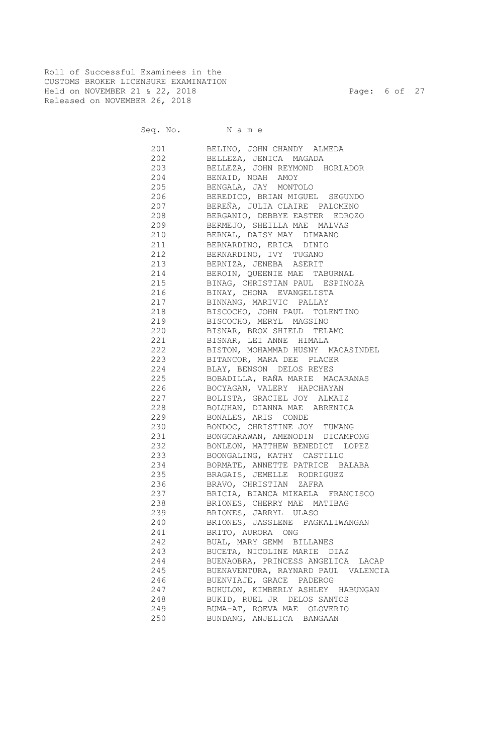Roll of Successful Examinees in the
CUSTOMS BROKER LICENSURE EXAMINATION
Held on NOVEMBER 21 & 22, 2018
Released on NOVEMBER 26, 2018

| Seq. No. | Name |
|---|---|
| 201 | BELINO, JOHN CHANDY ALMEDA |
| 202 | BELLEZA, JENICA MAGADA |
| 203 | BELLEZA, JOHN REYMOND HORLADOR |
| 204 | BENAID, NOAH AMOY |
| 205 | BENGALA, JAY MONTOLO |
| 206 | BEREDICO, BRIAN MIGUEL SEGUNDO |
| 207 | BEREÑA, JULIA CLAIRE PALOMENO |
| 208 | BERGANIO, DEBBYE EASTER EDROZO |
| 209 | BERMEJO, SHEILLA MAE MALVAS |
| 210 | BERNAL, DAISY MAY DIMAANO |
| 211 | BERNARDINO, ERICA DINIO |
| 212 | BERNARDINO, IVY TUGANO |
| 213 | BERNIZA, JENEBA ASERIT |
| 214 | BEROIN, QUEENIE MAE TABURNAL |
| 215 | BINAG, CHRISTIAN PAUL ESPINOZA |
| 216 | BINAY, CHONA EVANGELISTA |
| 217 | BINNANG, MARIVIC PALLAY |
| 218 | BISCOCHO, JOHN PAUL TOLENTINO |
| 219 | BISCOCHO, MERYL MAGSINO |
| 220 | BISNAR, BROX SHIELD TELAMO |
| 221 | BISNAR, LEI ANNE HIMALA |
| 222 | BISTON, MOHAMMAD HUSNY MACASINDEL |
| 223 | BITANCOR, MARA DEE PLACER |
| 224 | BLAY, BENSON DELOS REYES |
| 225 | BOBADILLA, RAÑA MARIE MACARANAS |
| 226 | BOCYAGAN, VALERY HAPCHAYAN |
| 227 | BOLISTA, GRACIEL JOY ALMAIZ |
| 228 | BOLUHAN, DIANNA MAE ABRENICA |
| 229 | BONALES, ARIS CONDE |
| 230 | BONDOC, CHRISTINE JOY TUMANG |
| 231 | BONGCARAWAN, AMENODIN DICAMPONG |
| 232 | BONLEON, MATTHEW BENEDICT LOPEZ |
| 233 | BOONGALING, KATHY CASTILLO |
| 234 | BORMATE, ANNETTE PATRICE BALABA |
| 235 | BRAGAIS, JEMELLE RODRIGUEZ |
| 236 | BRAVO, CHRISTIAN ZAFRA |
| 237 | BRICIA, BIANCA MIKAELA FRANCISCO |
| 238 | BRIONES, CHERRY MAE MATIBAG |
| 239 | BRIONES, JARRYL ULASO |
| 240 | BRIONES, JASSLENE PAGKALIWANGAN |
| 241 | BRITO, AURORA ONG |
| 242 | BUAL, MARY GEMM BILLANES |
| 243 | BUCETA, NICOLINE MARIE DIAZ |
| 244 | BUENAOBRA, PRINCESS ANGELICA LACAP |
| 245 | BUENAVENTURA, RAYNARD PAUL VALENCIA |
| 246 | BUENVIAJE, GRACE PADEROG |
| 247 | BUHULON, KIMBERLY ASHLEY HABUNGAN |
| 248 | BUKID, RUEL JR DELOS SANTOS |
| 249 | BUMA-AT, ROEVA MAE OLOVERIO |
| 250 | BUNDANG, ANJELICA BANGAAN |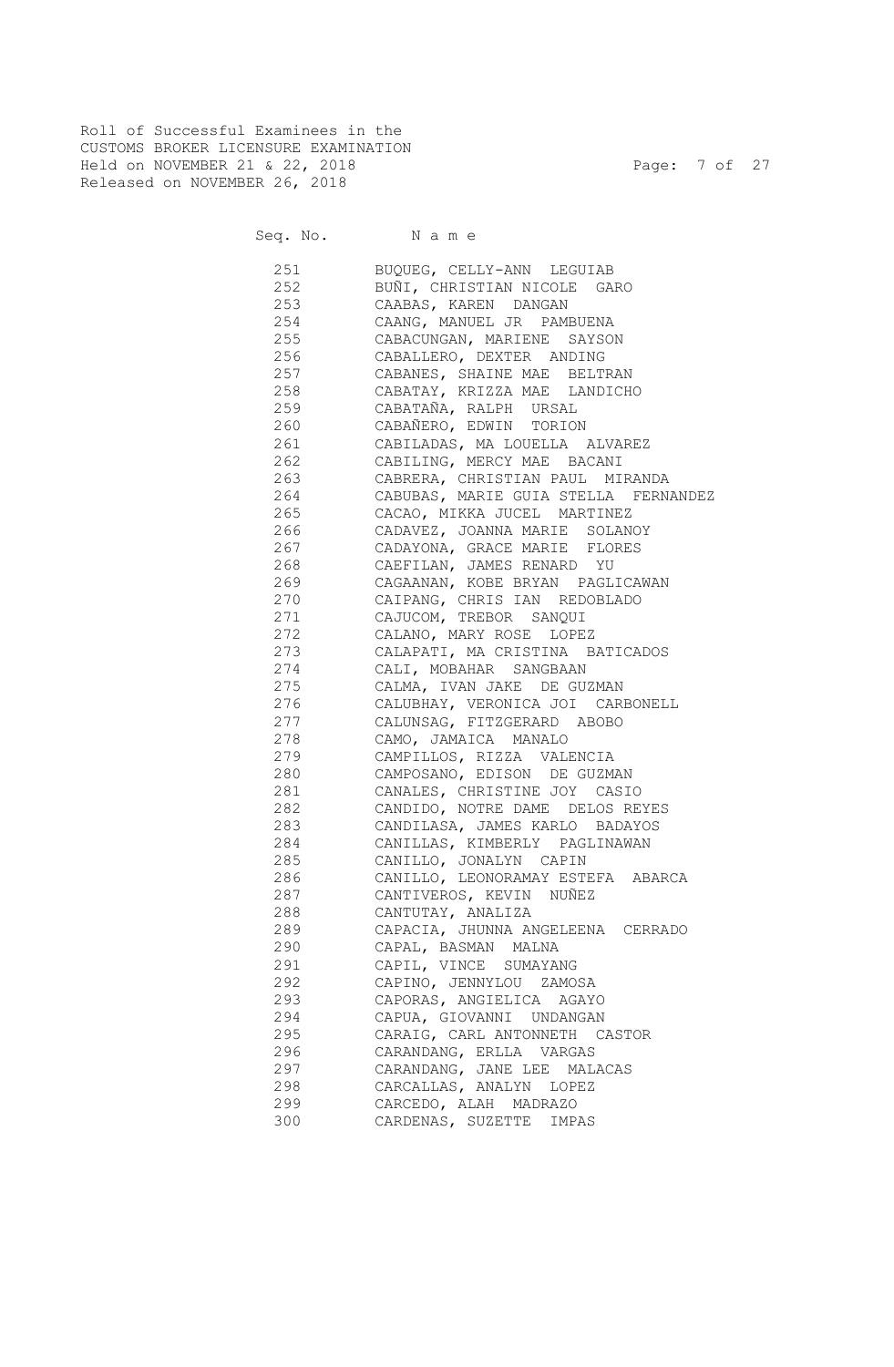Roll of Successful Examinees in the
CUSTOMS BROKER LICENSURE EXAMINATION
Held on NOVEMBER 21 & 22, 2018
Released on NOVEMBER 26, 2018

| Seq. No. | N a m e |
|---|---|
| 251 | BUQUEG, CELLY-ANN LEGUIAB |
| 252 | BUÑI, CHRISTIAN NICOLE GARO |
| 253 | CAABAS, KAREN DANGAN |
| 254 | CAANG, MANUEL JR PAMBUENA |
| 255 | CABACUNGAN, MARIENE SAYSON |
| 256 | CABALLERO, DEXTER ANDING |
| 257 | CABANES, SHAINE MAE BELTRAN |
| 258 | CABATAY, KRIZZA MAE LANDICHO |
| 259 | CABATAÑA, RALPH URSAL |
| 260 | CABAÑERO, EDWIN TORION |
| 261 | CABILADAS, MA LOUELLA ALVAREZ |
| 262 | CABILING, MERCY MAE BACANI |
| 263 | CABRERA, CHRISTIAN PAUL MIRANDA |
| 264 | CABUBAS, MARIE GUIA STELLA FERNANDEZ |
| 265 | CACAO, MIKKA JUCEL MARTINEZ |
| 266 | CADAVEZ, JOANNA MARIE SOLANOY |
| 267 | CADAYONA, GRACE MARIE FLORES |
| 268 | CAEFILAN, JAMES RENARD YU |
| 269 | CAGAANAN, KOBE BRYAN PAGLICAWAN |
| 270 | CAIPANG, CHRIS IAN REDOBLADO |
| 271 | CAJUCOM, TREBOR SANQUI |
| 272 | CALANO, MARY ROSE LOPEZ |
| 273 | CALAPATI, MA CRISTINA BATICADOS |
| 274 | CALI, MOBAHAR SANGBAAN |
| 275 | CALMA, IVAN JAKE DE GUZMAN |
| 276 | CALUBHAY, VERONICA JOI CARBONELL |
| 277 | CALUNSAG, FITZGERARD ABOBO |
| 278 | CAMO, JAMAICA MANALO |
| 279 | CAMPILLOS, RIZZA VALENCIA |
| 280 | CAMPOSANO, EDISON DE GUZMAN |
| 281 | CANALES, CHRISTINE JOY CASIO |
| 282 | CANDIDO, NOTRE DAME DELOS REYES |
| 283 | CANDILASA, JAMES KARLO BADAYOS |
| 284 | CANILLAS, KIMBERLY PAGLINAWAN |
| 285 | CANILLO, JONALYN CAPIN |
| 286 | CANILLO, LEONORAMAY ESTEFA ABARCA |
| 287 | CANTIVEROS, KEVIN NUÑEZ |
| 288 | CANTUTAY, ANALIZA |
| 289 | CAPACIA, JHUNNA ANGELEENA CERRADO |
| 290 | CAPAL, BASMAN MALNA |
| 291 | CAPIL, VINCE SUMAYANG |
| 292 | CAPINO, JENNYLOU ZAMOSA |
| 293 | CAPORAS, ANGIELICA AGAYO |
| 294 | CAPUA, GIOVANNI UNDANGAN |
| 295 | CARAIG, CARL ANTONNETH CASTOR |
| 296 | CARANDANG, ERLLA VARGAS |
| 297 | CARANDANG, JANE LEE MALACAS |
| 298 | CARCALLAS, ANALYN LOPEZ |
| 299 | CARCEDO, ALAH MADRAZO |
| 300 | CARDENAS, SUZETTE IMPAS |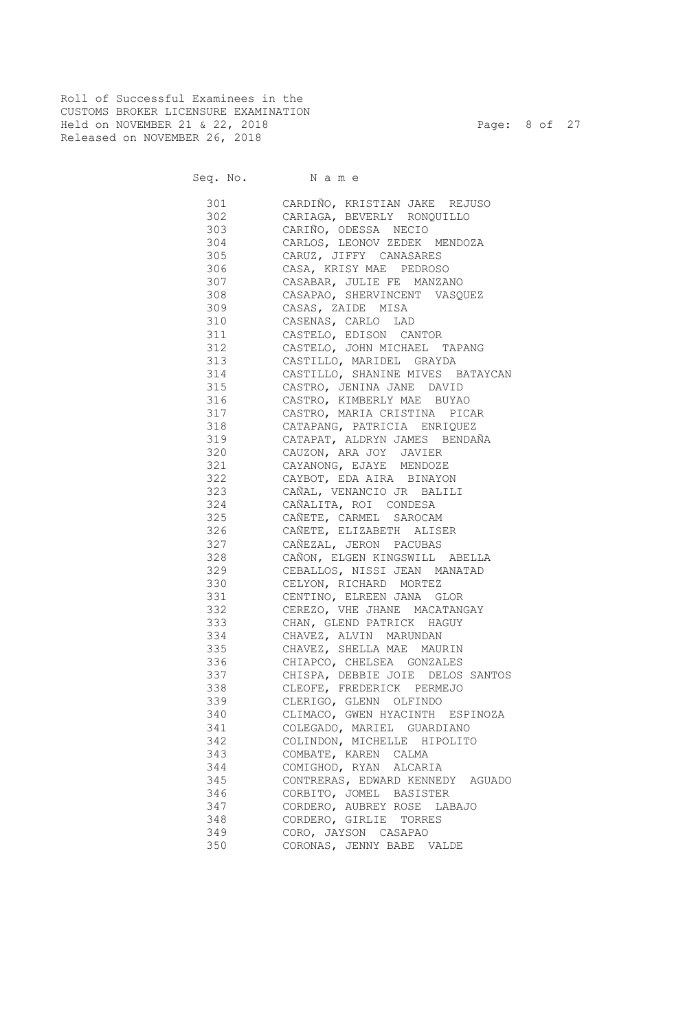Roll of Successful Examinees in the
CUSTOMS BROKER LICENSURE EXAMINATION
Held on NOVEMBER 21 & 22, 2018
Released on NOVEMBER 26, 2018

| Seq. No. | N a m e |
|---|---|
| 301 | CARDIÑO, KRISTIAN JAKE REJUSO |
| 302 | CARIAGA, BEVERLY RONQUILLO |
| 303 | CARIÑO, ODESSA NECIO |
| 304 | CARLOS, LEONOV ZEDEK MENDOZA |
| 305 | CARUZ, JIFFY CANASARES |
| 306 | CASA, KRISY MAE PEDROSO |
| 307 | CASABAR, JULIE FE MANZANO |
| 308 | CASAPAO, SHERVINCENT VASQUEZ |
| 309 | CASAS, ZAIDE MISA |
| 310 | CASENAS, CARLO LAD |
| 311 | CASTELO, EDISON CANTOR |
| 312 | CASTELO, JOHN MICHAEL TAPANG |
| 313 | CASTILLO, MARIDEL GRAYDA |
| 314 | CASTILLO, SHANINE MIVES BATAYCAN |
| 315 | CASTRO, JENINA JANE DAVID |
| 316 | CASTRO, KIMBERLY MAE BUYAO |
| 317 | CASTRO, MARIA CRISTINA PICAR |
| 318 | CATAPANG, PATRICIA ENRIQUEZ |
| 319 | CATAPAT, ALDRYN JAMES BENDAÑA |
| 320 | CAUZON, ARA JOY JAVIER |
| 321 | CAYANONG, EJAYE MENDOZE |
| 322 | CAYBOT, EDA AIRA BINAYON |
| 323 | CAÑAL, VENANCIO JR BALILI |
| 324 | CAÑALITA, ROI CONDESA |
| 325 | CAÑETE, CARMEL SAROCAM |
| 326 | CAÑETE, ELIZABETH ALISER |
| 327 | CAÑEZAL, JERON PACUBAS |
| 328 | CAÑON, ELGEN KINGSWILL ABELLA |
| 329 | CEBALLOS, NISSI JEAN MANATAD |
| 330 | CELYON, RICHARD MORTEZ |
| 331 | CENTINO, ELREEN JANA GLOR |
| 332 | CEREZO, VHE JHANE MACATANGAY |
| 333 | CHAN, GLEND PATRICK HAGUY |
| 334 | CHAVEZ, ALVIN MARUNDAN |
| 335 | CHAVEZ, SHELLA MAE MAURIN |
| 336 | CHIAPCO, CHELSEA GONZALES |
| 337 | CHISPA, DEBBIE JOIE DELOS SANTOS |
| 338 | CLEOFE, FREDERICK PERMEJO |
| 339 | CLERIGO, GLENN OLFINDO |
| 340 | CLIMACO, GWEN HYACINTH ESPINOZA |
| 341 | COLEGADO, MARIEL GUARDIANO |
| 342 | COLINDON, MICHELLE HIPOLITO |
| 343 | COMBATE, KAREN CALMA |
| 344 | COMIGHOD, RYAN ALCARIA |
| 345 | CONTRERAS, EDWARD KENNEDY AGUADO |
| 346 | CORBITO, JOMEL BASISTER |
| 347 | CORDERO, AUBREY ROSE LABAJO |
| 348 | CORDERO, GIRLIE TORRES |
| 349 | CORO, JAYSON CASAPAO |
| 350 | CORONAS, JENNY BABE VALDE |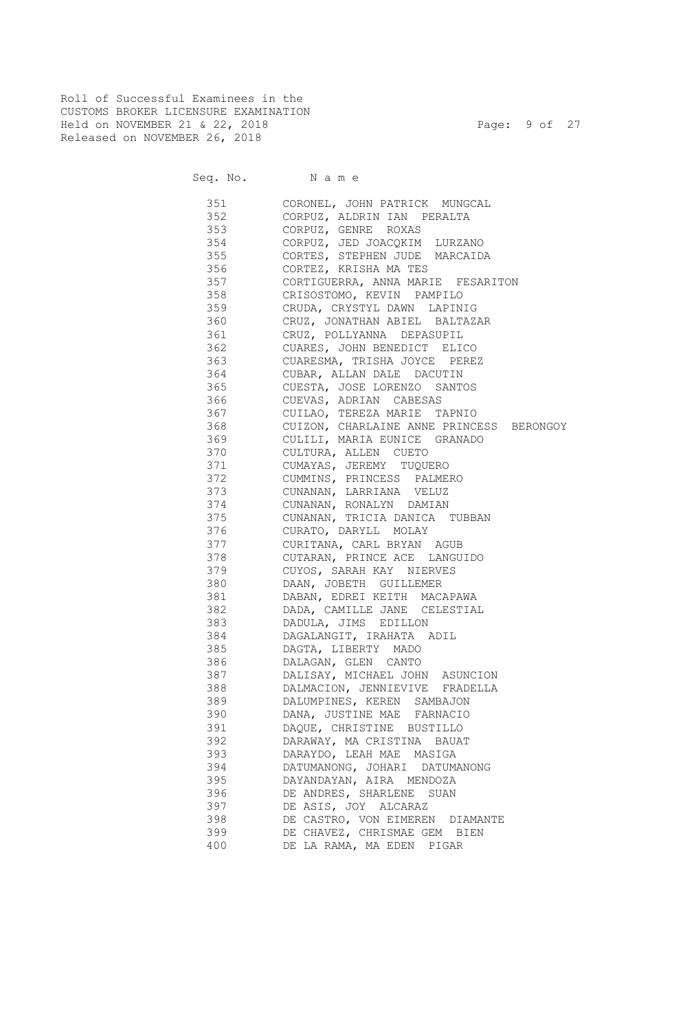Roll of Successful Examinees in the
CUSTOMS BROKER LICENSURE EXAMINATION
Held on NOVEMBER 21 & 22, 2018
Released on NOVEMBER 26, 2018

| Seq. No. | N a m e |
|---|---|
| 351 | CORONEL, JOHN PATRICK MUNGCAL |
| 352 | CORPUZ, ALDRIN IAN PERALTA |
| 353 | CORPUZ, GENRE ROXAS |
| 354 | CORPUZ, JED JOACQKIM LURZANO |
| 355 | CORTES, STEPHEN JUDE MARCAIDA |
| 356 | CORTEZ, KRISHA MA TES |
| 357 | CORTIGUERRA, ANNA MARIE FESARITON |
| 358 | CRISOSTOMO, KEVIN PAMPILO |
| 359 | CRUDA, CRYSTYL DAWN LAPINIG |
| 360 | CRUZ, JONATHAN ABIEL BALTAZAR |
| 361 | CRUZ, POLLYANNA DEPASUPIL |
| 362 | CUARES, JOHN BENEDICT ELICO |
| 363 | CUARESMA, TRISHA JOYCE PEREZ |
| 364 | CUBAR, ALLAN DALE DACUTIN |
| 365 | CUESTA, JOSE LORENZO SANTOS |
| 366 | CUEVAS, ADRIAN CABESAS |
| 367 | CUILAO, TEREZA MARIE TAPNIO |
| 368 | CUIZON, CHARLAINE ANNE PRINCESS BERONGOY |
| 369 | CULILI, MARIA EUNICE GRANADO |
| 370 | CULTURA, ALLEN CUETO |
| 371 | CUMAYAS, JEREMY TUQUERO |
| 372 | CUMMINS, PRINCESS PALMERO |
| 373 | CUNANAN, LARRIANA VELUZ |
| 374 | CUNANAN, RONALYN DAMIAN |
| 375 | CUNANAN, TRICIA DANICA TUBBAN |
| 376 | CURATO, DARYLL MOLAY |
| 377 | CURITANA, CARL BRYAN AGUB |
| 378 | CUTARAN, PRINCE ACE LANGUIDO |
| 379 | CUYOS, SARAH KAY NIERVES |
| 380 | DAAN, JOBETH GUILLEMER |
| 381 | DABAN, EDREI KEITH MACAPAWA |
| 382 | DADA, CAMILLE JANE CELESTIAL |
| 383 | DADULA, JIMS EDILLON |
| 384 | DAGALANGIT, IRAHATA ADIL |
| 385 | DAGTA, LIBERTY MADO |
| 386 | DALAGAN, GLEN CANTO |
| 387 | DALISAY, MICHAEL JOHN ASUNCION |
| 388 | DALMACION, JENNIEVIVE FRADELLA |
| 389 | DALUMPINES, KEREN SAMBAJON |
| 390 | DANA, JUSTINE MAE FARNACIO |
| 391 | DAQUE, CHRISTINE BUSTILLO |
| 392 | DARAWAY, MA CRISTINA BAUAT |
| 393 | DARAYDO, LEAH MAE MASIGA |
| 394 | DATUMANONG, JOHARI DATUMANONG |
| 395 | DAYANDAYAN, AIRA MENDOZA |
| 396 | DE ANDRES, SHARLENE SUAN |
| 397 | DE ASIS, JOY ALCARAZ |
| 398 | DE CASTRO, VON EIMEREN DIAMANTE |
| 399 | DE CHAVEZ, CHRISMAE GEM BIEN |
| 400 | DE LA RAMA, MA EDEN PIGAR |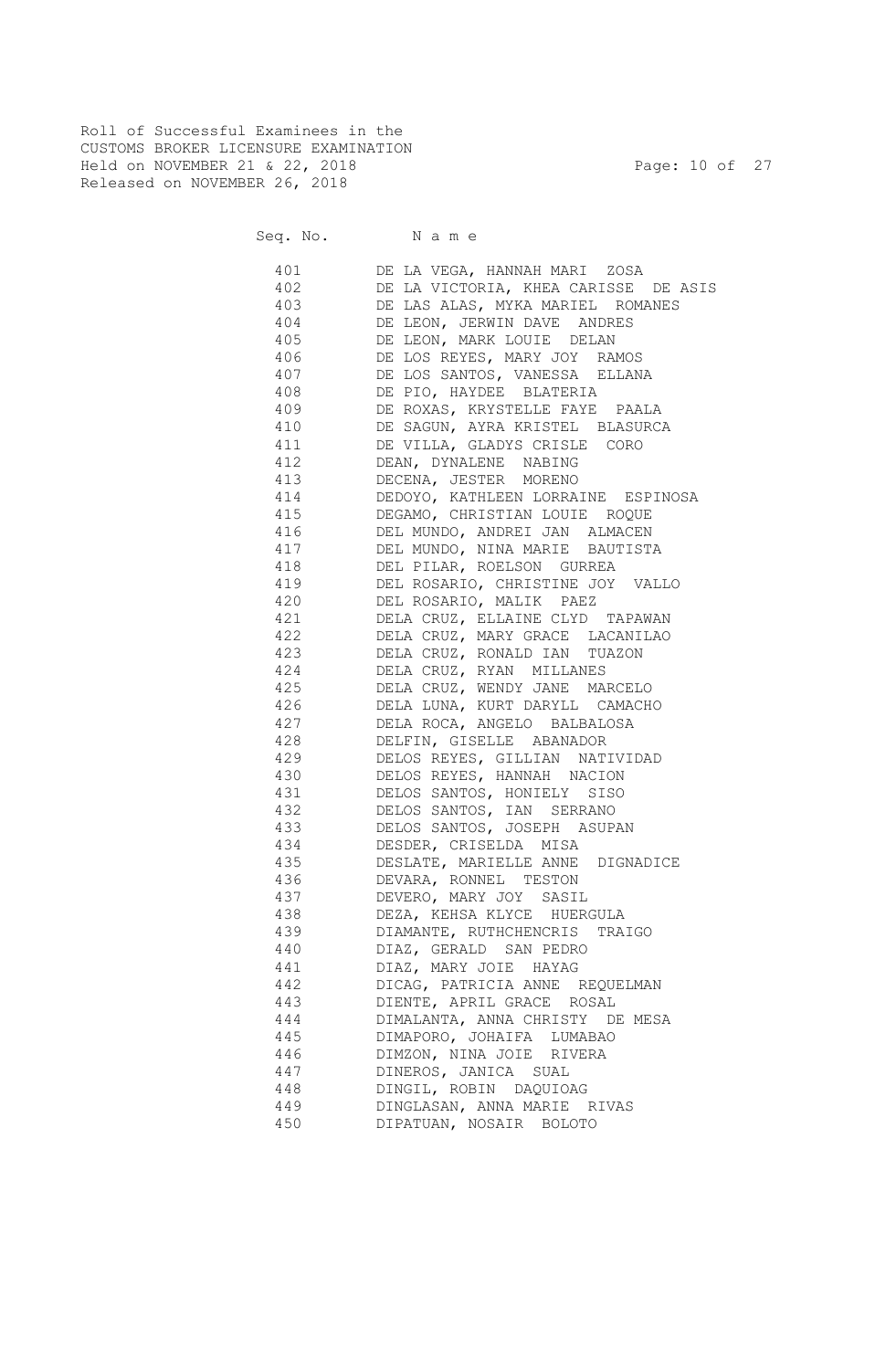Roll of Successful Examinees in the
CUSTOMS BROKER LICENSURE EXAMINATION
Held on NOVEMBER 21 & 22, 2018
Released on NOVEMBER 26, 2018

| Seq. No. | N a m e |
| --- | --- |
| 401 | DE LA VEGA, HANNAH MARI ZOSA |
| 402 | DE LA VICTORIA, KHEA CARISSE DE ASIS |
| 403 | DE LAS ALAS, MYKA MARIEL ROMANES |
| 404 | DE LEON, JERWIN DAVE ANDRES |
| 405 | DE LEON, MARK LOUIE DELAN |
| 406 | DE LOS REYES, MARY JOY RAMOS |
| 407 | DE LOS SANTOS, VANESSA ELLANA |
| 408 | DE PIO, HAYDEE BLATERIA |
| 409 | DE ROXAS, KRYSTELLE FAYE PAALA |
| 410 | DE SAGUN, AYRA KRISTEL BLASURCA |
| 411 | DE VILLA, GLADYS CRISLE CORO |
| 412 | DEAN, DYNALENE NABING |
| 413 | DECENA, JESTER MORENO |
| 414 | DEDOYO, KATHLEEN LORRAINE ESPINOSA |
| 415 | DEGAMO, CHRISTIAN LOUIE ROQUE |
| 416 | DEL MUNDO, ANDREI JAN ALMACEN |
| 417 | DEL MUNDO, NINA MARIE BAUTISTA |
| 418 | DEL PILAR, ROELSON GURREA |
| 419 | DEL ROSARIO, CHRISTINE JOY VALLO |
| 420 | DEL ROSARIO, MALIK PAEZ |
| 421 | DELA CRUZ, ELLAINE CLYD TAPAWAN |
| 422 | DELA CRUZ, MARY GRACE LACANILAO |
| 423 | DELA CRUZ, RONALD IAN TUAZON |
| 424 | DELA CRUZ, RYAN MILLANES |
| 425 | DELA CRUZ, WENDY JANE MARCELO |
| 426 | DELA LUNA, KURT DARYLL CAMACHO |
| 427 | DELA ROCA, ANGELO BALBALOSA |
| 428 | DELFIN, GISELLE ABANADOR |
| 429 | DELOS REYES, GILLIAN NATIVIDAD |
| 430 | DELOS REYES, HANNAH NACION |
| 431 | DELOS SANTOS, HONIELY SISO |
| 432 | DELOS SANTOS, IAN SERRANO |
| 433 | DELOS SANTOS, JOSEPH ASUPAN |
| 434 | DESDER, CRISELDA MISA |
| 435 | DESLATE, MARIELLE ANNE DIGNADICE |
| 436 | DEVARA, RONNEL TESTON |
| 437 | DEVERO, MARY JOY SASIL |
| 438 | DEZA, KEHSA KLYCE HUERGULA |
| 439 | DIAMANTE, RUTHCHENCRIS TRAIGO |
| 440 | DIAZ, GERALD SAN PEDRO |
| 441 | DIAZ, MARY JOIE HAYAG |
| 442 | DICAG, PATRICIA ANNE REQUELMAN |
| 443 | DIENTE, APRIL GRACE ROSAL |
| 444 | DIMALANTA, ANNA CHRISTY DE MESA |
| 445 | DIMAPORO, JOHAIFA LUMABAO |
| 446 | DIMZON, NINA JOIE RIVERA |
| 447 | DINEROS, JANICA SUAL |
| 448 | DINGIL, ROBIN DAQUIOAG |
| 449 | DINGLASAN, ANNA MARIE RIVAS |
| 450 | DIPATUAN, NOSAIR BOLOTO |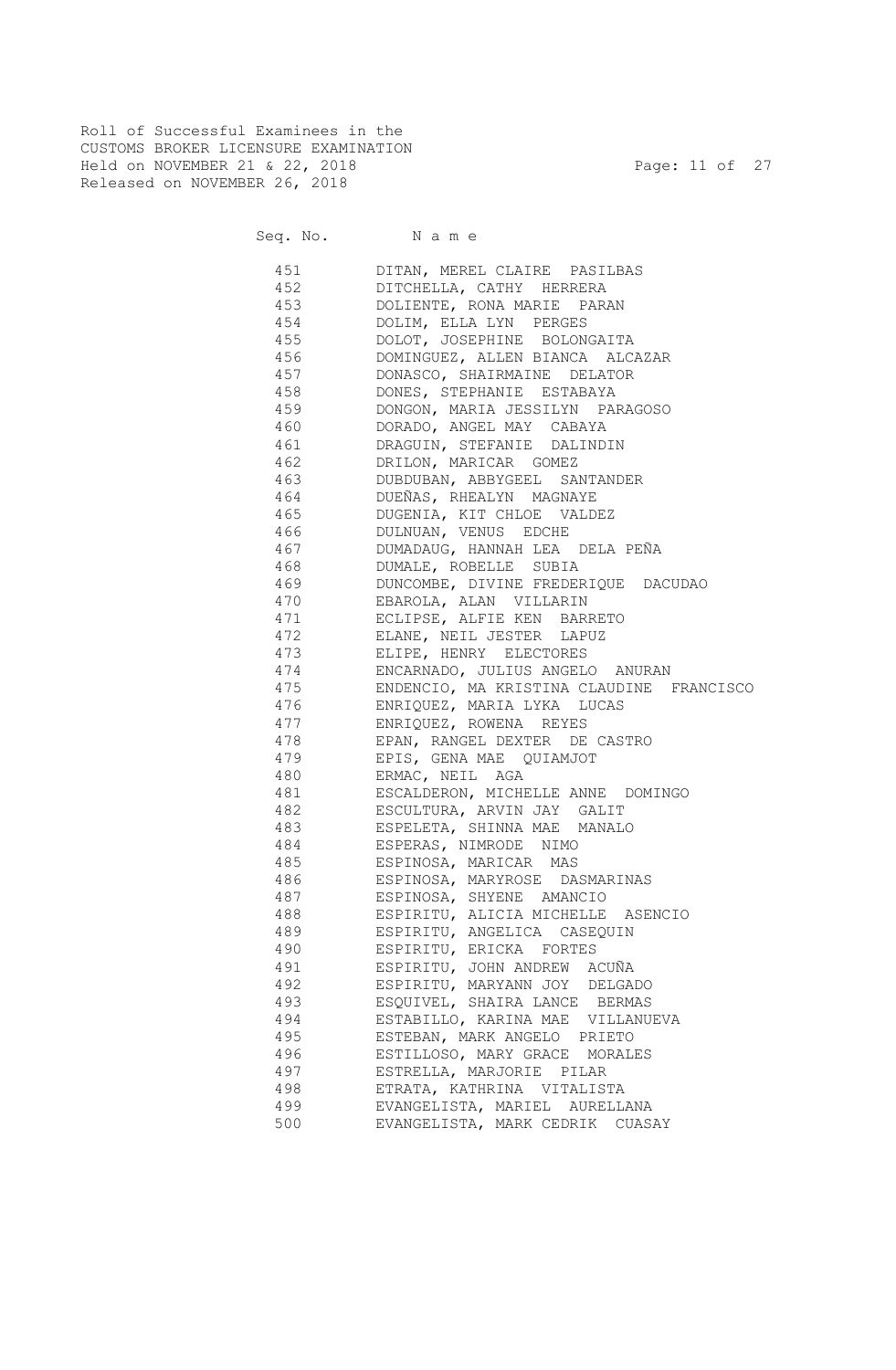Roll of Successful Examinees in the
CUSTOMS BROKER LICENSURE EXAMINATION
Held on NOVEMBER 21 & 22, 2018
Released on NOVEMBER 26, 2018

| Seq. No. | Name |
|---|---|
| 451 | DITAN, MEREL CLAIRE PASILBAS |
| 452 | DITCHELLA, CATHY HERRERA |
| 453 | DOLIENTE, RONA MARIE PARAN |
| 454 | DOLIM, ELLA LYN PERGES |
| 455 | DOLOT, JOSEPHINE BOLONGAITA |
| 456 | DOMINGUEZ, ALLEN BIANCA ALCAZAR |
| 457 | DONASCO, SHAIRMAINE DELATOR |
| 458 | DONES, STEPHANIE ESTABAYA |
| 459 | DONGON, MARIA JESSILYN PARAGOSO |
| 460 | DORADO, ANGEL MAY CABAYA |
| 461 | DRAGUIN, STEFANIE DALINDIN |
| 462 | DRILON, MARICAR GOMEZ |
| 463 | DUBDUBAN, ABBYGEEL SANTANDER |
| 464 | DUEÑAS, RHEALYN MAGNAYE |
| 465 | DUGENIA, KIT CHLOE VALDEZ |
| 466 | DULNUAN, VENUS EDCHE |
| 467 | DUMADAUG, HANNAH LEA DELA PEÑA |
| 468 | DUMALE, ROBELLE SUBIA |
| 469 | DUNCOMBE, DIVINE FREDERIQUE DACUDAO |
| 470 | EBAROLA, ALAN VILLARIN |
| 471 | ECLIPSE, ALFIE KEN BARRETO |
| 472 | ELANE, NEIL JESTER LAPUZ |
| 473 | ELIPE, HENRY ELECTORES |
| 474 | ENCARNADO, JULIUS ANGELO ANURAN |
| 475 | ENDENCIO, MA KRISTINA CLAUDINE FRANCISCO |
| 476 | ENRIQUEZ, MARIA LYKA LUCAS |
| 477 | ENRIQUEZ, ROWENA REYES |
| 478 | EPAN, RANGEL DEXTER DE CASTRO |
| 479 | EPIS, GENA MAE QUIAMJOT |
| 480 | ERMAC, NEIL AGA |
| 481 | ESCALDERON, MICHELLE ANNE DOMINGO |
| 482 | ESCULTURA, ARVIN JAY GALIT |
| 483 | ESPELETA, SHINNA MAE MANALO |
| 484 | ESPERAS, NIMRODE NIMO |
| 485 | ESPINOSA, MARICAR MAS |
| 486 | ESPINOSA, MARYROSE DASMARINAS |
| 487 | ESPINOSA, SHYENE AMANCIO |
| 488 | ESPIRITU, ALICIA MICHELLE ASENCIO |
| 489 | ESPIRITU, ANGELICA CASEQUIN |
| 490 | ESPIRITU, ERICKA FORTES |
| 491 | ESPIRITU, JOHN ANDREW ACUÑA |
| 492 | ESPIRITU, MARYANN JOY DELGADO |
| 493 | ESQUIVEL, SHAIRA LANCE BERMAS |
| 494 | ESTABILLO, KARINA MAE VILLANUEVA |
| 495 | ESTEBAN, MARK ANGELO PRIETO |
| 496 | ESTILLOSO, MARY GRACE MORALES |
| 497 | ESTRELLA, MARJORIE PILAR |
| 498 | ETRATA, KATHRINA VITALISTA |
| 499 | EVANGELISTA, MARIEL AURELLANA |
| 500 | EVANGELISTA, MARK CEDRIK CUASAY |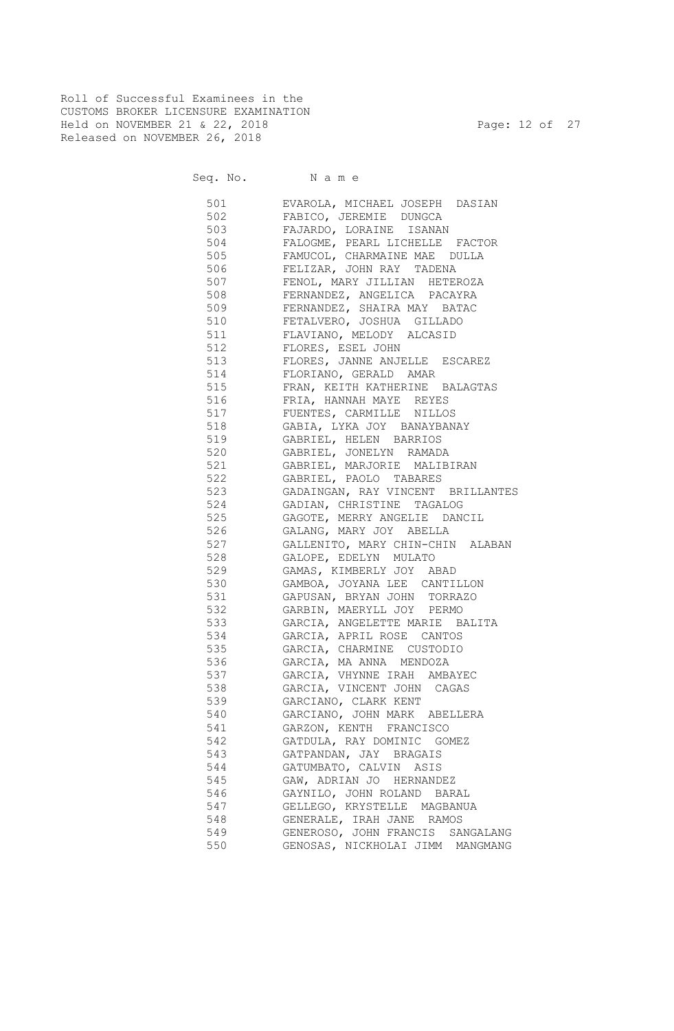Roll of Successful Examinees in the
CUSTOMS BROKER LICENSURE EXAMINATION
Held on NOVEMBER 21 & 22, 2018
Released on NOVEMBER 26, 2018

| Seq. No. | Name |
|---|---|
| 501 | EVAROLA, MICHAEL JOSEPH DASIAN |
| 502 | FABICO, JEREMIE DUNGCA |
| 503 | FAJARDO, LORAINE ISANAN |
| 504 | FALOGME, PEARL LICHELLE FACTOR |
| 505 | FAMUCOL, CHARMAINE MAE DULLA |
| 506 | FELIZAR, JOHN RAY TADENA |
| 507 | FENOL, MARY JILLIAN HETEROZA |
| 508 | FERNANDEZ, ANGELICA PACAYRA |
| 509 | FERNANDEZ, SHAIRA MAY BATAC |
| 510 | FETALVERO, JOSHUA GILLADO |
| 511 | FLAVIANO, MELODY ALCASID |
| 512 | FLORES, ESEL JOHN |
| 513 | FLORES, JANNE ANJELLE ESCAREZ |
| 514 | FLORIANO, GERALD AMAR |
| 515 | FRAN, KEITH KATHERINE BALAGTAS |
| 516 | FRIA, HANNAH MAYE REYES |
| 517 | FUENTES, CARMILLE NILLOS |
| 518 | GABIA, LYKA JOY BANAYBANAY |
| 519 | GABRIEL, HELEN BARRIOS |
| 520 | GABRIEL, JONELYN RAMADA |
| 521 | GABRIEL, MARJORIE MALIBIRAN |
| 522 | GABRIEL, PAOLO TABARES |
| 523 | GADAINGAN, RAY VINCENT BRILLANTES |
| 524 | GADIAN, CHRISTINE TAGALOG |
| 525 | GAGOTE, MERRY ANGELIE DANCIL |
| 526 | GALANG, MARY JOY ABELLA |
| 527 | GALLENITO, MARY CHIN-CHIN ALABAN |
| 528 | GALOPE, EDELYN MULATO |
| 529 | GAMAS, KIMBERLY JOY ABAD |
| 530 | GAMBOA, JOYANA LEE CANTILLON |
| 531 | GAPUSAN, BRYAN JOHN TORRAZO |
| 532 | GARBIN, MAERYLL JOY PERMO |
| 533 | GARCIA, ANGELETTE MARIE BALITA |
| 534 | GARCIA, APRIL ROSE CANTOS |
| 535 | GARCIA, CHARMINE CUSTODIO |
| 536 | GARCIA, MA ANNA MENDOZA |
| 537 | GARCIA, VHYNNE IRAH AMBAYEC |
| 538 | GARCIA, VINCENT JOHN CAGAS |
| 539 | GARCIANO, CLARK KENT |
| 540 | GARCIANO, JOHN MARK ABELLERA |
| 541 | GARZON, KENTH FRANCISCO |
| 542 | GATDULA, RAY DOMINIC GOMEZ |
| 543 | GATPANDAN, JAY BRAGAIS |
| 544 | GATUMBATO, CALVIN ASIS |
| 545 | GAW, ADRIAN JO HERNANDEZ |
| 546 | GAYNILO, JOHN ROLAND BARAL |
| 547 | GELLEGO, KRYSTELLE MAGBANUA |
| 548 | GENERALE, IRAH JANE RAMOS |
| 549 | GENEROSO, JOHN FRANCIS SANGALANG |
| 550 | GENOSAS, NICKHOLAI JIMM MANGMANG |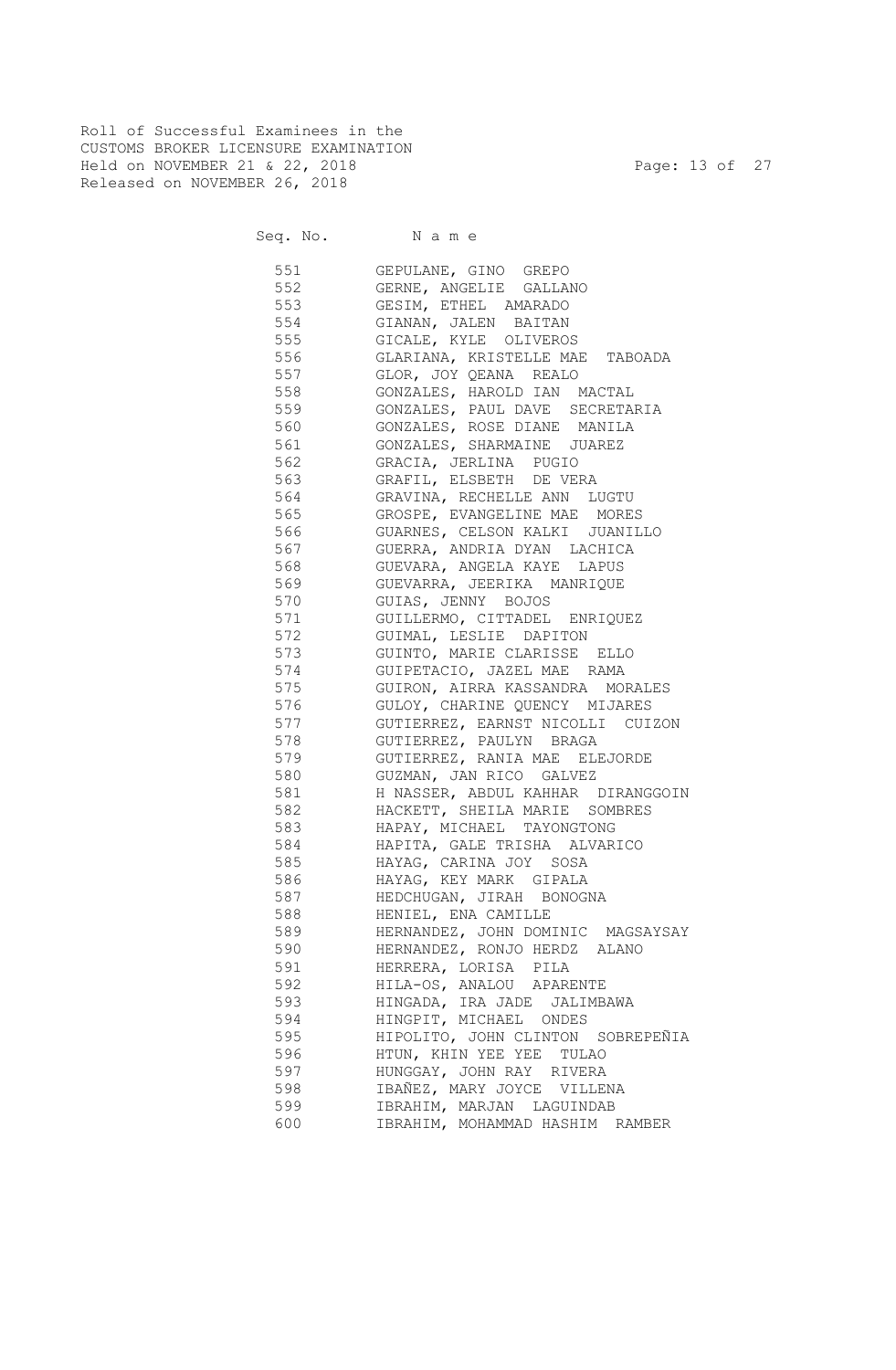Roll of Successful Examinees in the
CUSTOMS BROKER LICENSURE EXAMINATION
Held on NOVEMBER 21 & 22, 2018
Released on NOVEMBER 26, 2018

| Seq. No. | N a m e |
|---|---|
| 551 | GEPULANE, GINO GREPO |
| 552 | GERNE, ANGELIE GALLANO |
| 553 | GESIM, ETHEL AMARADO |
| 554 | GIANAN, JALEN BAITAN |
| 555 | GICALE, KYLE OLIVEROS |
| 556 | GLARIANA, KRISTELLE MAE TABOADA |
| 557 | GLOR, JOY QEANA REALO |
| 558 | GONZALES, HAROLD IAN MACTAL |
| 559 | GONZALES, PAUL DAVE SECRETARIA |
| 560 | GONZALES, ROSE DIANE MANILA |
| 561 | GONZALES, SHARMAINE JUAREZ |
| 562 | GRACIA, JERLINA PUGIO |
| 563 | GRAFIL, ELSBETH DE VERA |
| 564 | GRAVINA, RECHELLE ANN LUGTU |
| 565 | GROSPE, EVANGELINE MAE MORES |
| 566 | GUARNES, CELSON KALKI JUANILLO |
| 567 | GUERRA, ANDRIA DYAN LACHICA |
| 568 | GUEVARA, ANGELA KAYE LAPUS |
| 569 | GUEVARRA, JEERIKA MANRIQUE |
| 570 | GUIAS, JENNY BOJOS |
| 571 | GUILLERMO, CITTADEL ENRIQUEZ |
| 572 | GUIMAL, LESLIE DAPITON |
| 573 | GUINTO, MARIE CLARISSE ELLO |
| 574 | GUIPETACIO, JAZEL MAE RAMA |
| 575 | GUIRON, AIRRA KASSANDRA MORALES |
| 576 | GULOY, CHARINE QUENCY MIJARES |
| 577 | GUTIERREZ, EARNST NICOLLI CUIZON |
| 578 | GUTIERREZ, PAULYN BRAGA |
| 579 | GUTIERREZ, RANIA MAE ELEJORDE |
| 580 | GUZMAN, JAN RICO GALVEZ |
| 581 | H NASSER, ABDUL KAHHAR DIRANGGOIN |
| 582 | HACKETT, SHEILA MARIE SOMBRES |
| 583 | HAPAY, MICHAEL TAYONGTONG |
| 584 | HAPITA, GALE TRISHA ALVARICO |
| 585 | HAYAG, CARINA JOY SOSA |
| 586 | HAYAG, KEY MARK GIPALA |
| 587 | HEDCHUGAN, JIRAH BONOGNA |
| 588 | HENIEL, ENA CAMILLE |
| 589 | HERNANDEZ, JOHN DOMINIC MAGSAYSAY |
| 590 | HERNANDEZ, RONJO HERDZ ALANO |
| 591 | HERRERA, LORISA PILA |
| 592 | HILA-OS, ANALOU APARENTE |
| 593 | HINGADA, IRA JADE JALIMBAWA |
| 594 | HINGPIT, MICHAEL ONDES |
| 595 | HIPOLITO, JOHN CLINTON SOBREPEÑIA |
| 596 | HTUN, KHIN YEE YEE TULAO |
| 597 | HUNGGAY, JOHN RAY RIVERA |
| 598 | IBAÑEZ, MARY JOYCE VILLENA |
| 599 | IBRAHIM, MARJAN LAGUINDAB |
| 600 | IBRAHIM, MOHAMMAD HASHIM RAMBER |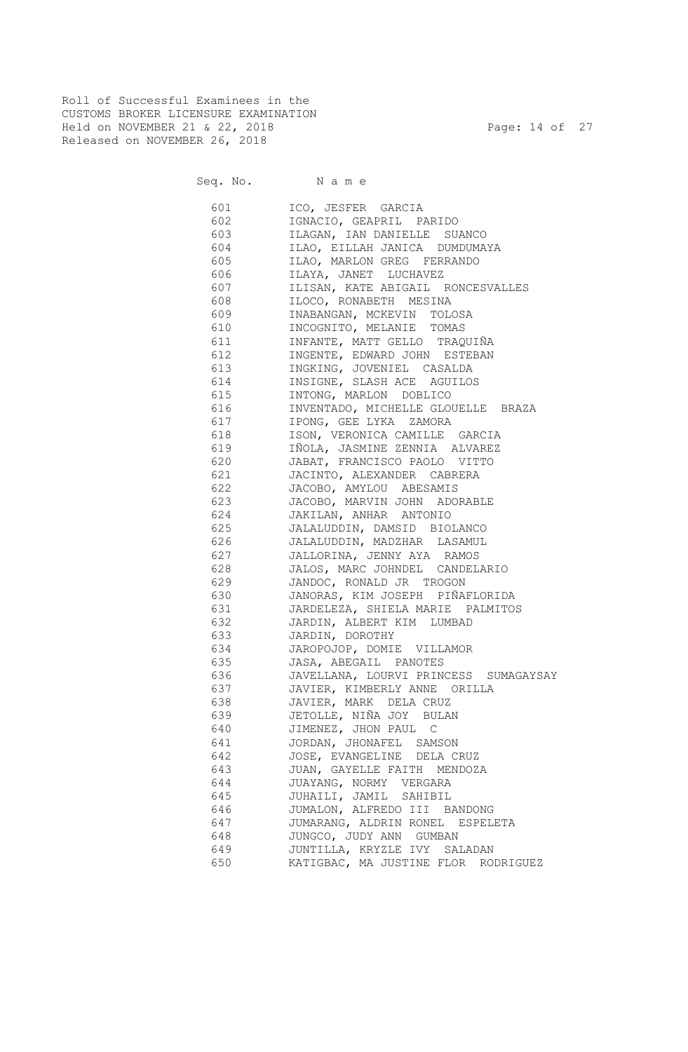Roll of Successful Examinees in the
CUSTOMS BROKER LICENSURE EXAMINATION
Held on NOVEMBER 21 & 22, 2018
Released on NOVEMBER 26, 2018

| Seq. No. | Name |
|---|---|
| 601 | ICO, JESFER GARCIA |
| 602 | IGNACIO, GEAPRIL PARIDO |
| 603 | ILAGAN, IAN DANIELLE SUANCO |
| 604 | ILAO, EILLAH JANICA DUMDUMAYA |
| 605 | ILAO, MARLON GREG FERRANDO |
| 606 | ILAYA, JANET LUCHAVEZ |
| 607 | ILISAN, KATE ABIGAIL RONCESVALLES |
| 608 | ILOCO, RONABETH MESINA |
| 609 | INABANGAN, MCKEVIN TOLOSA |
| 610 | INCOGNITO, MELANIE TOMAS |
| 611 | INFANTE, MATT GELLO TRAQUIÑA |
| 612 | INGENTE, EDWARD JOHN ESTEBAN |
| 613 | INGKING, JOVENIEL CASALDA |
| 614 | INSIGNE, SLASH ACE AGUILOS |
| 615 | INTONG, MARLON DOBLICO |
| 616 | INVENTADO, MICHELLE GLOUELLE BRAZA |
| 617 | IPONG, GEE LYKA ZAMORA |
| 618 | ISON, VERONICA CAMILLE GARCIA |
| 619 | IÑOLA, JASMINE ZENNIA ALVAREZ |
| 620 | JABAT, FRANCISCO PAOLO VITTO |
| 621 | JACINTO, ALEXANDER CABRERA |
| 622 | JACOBO, AMYLOU ABESAMIS |
| 623 | JACOBO, MARVIN JOHN ADORABLE |
| 624 | JAKILAN, ANHAR ANTONIO |
| 625 | JALALUDDIN, DAMSID BIOLANCO |
| 626 | JALALUDDIN, MADZHAR LASAMUL |
| 627 | JALLORINA, JENNY AYA RAMOS |
| 628 | JALOS, MARC JOHNDEL CANDELARIO |
| 629 | JANDOC, RONALD JR TROGON |
| 630 | JANORAS, KIM JOSEPH PIÑAFLORIDA |
| 631 | JARDELEZA, SHIELA MARIE PALMITOS |
| 632 | JARDIN, ALBERT KIM LUMBAD |
| 633 | JARDIN, DOROTHY |
| 634 | JAROPOJOP, DOMIE VILLAMOR |
| 635 | JASA, ABEGAIL PANOTES |
| 636 | JAVELLANA, LOURVI PRINCESS SUMAGAYSAY |
| 637 | JAVIER, KIMBERLY ANNE ORILLA |
| 638 | JAVIER, MARK DELA CRUZ |
| 639 | JETOLLE, NIÑA JOY BULAN |
| 640 | JIMENEZ, JHON PAUL C |
| 641 | JORDAN, JHONAFEL SAMSON |
| 642 | JOSE, EVANGELINE DELA CRUZ |
| 643 | JUAN, GAYELLE FAITH MENDOZA |
| 644 | JUAYANG, NORMY VERGARA |
| 645 | JUHAILI, JAMIL SAHIBIL |
| 646 | JUMALON, ALFREDO III BANDONG |
| 647 | JUMARANG, ALDRIN RONEL ESPELETA |
| 648 | JUNGCO, JUDY ANN GUMBAN |
| 649 | JUNTILLA, KRYZLE IVY SALADAN |
| 650 | KATIGBAC, MA JUSTINE FLOR RODRIGUEZ |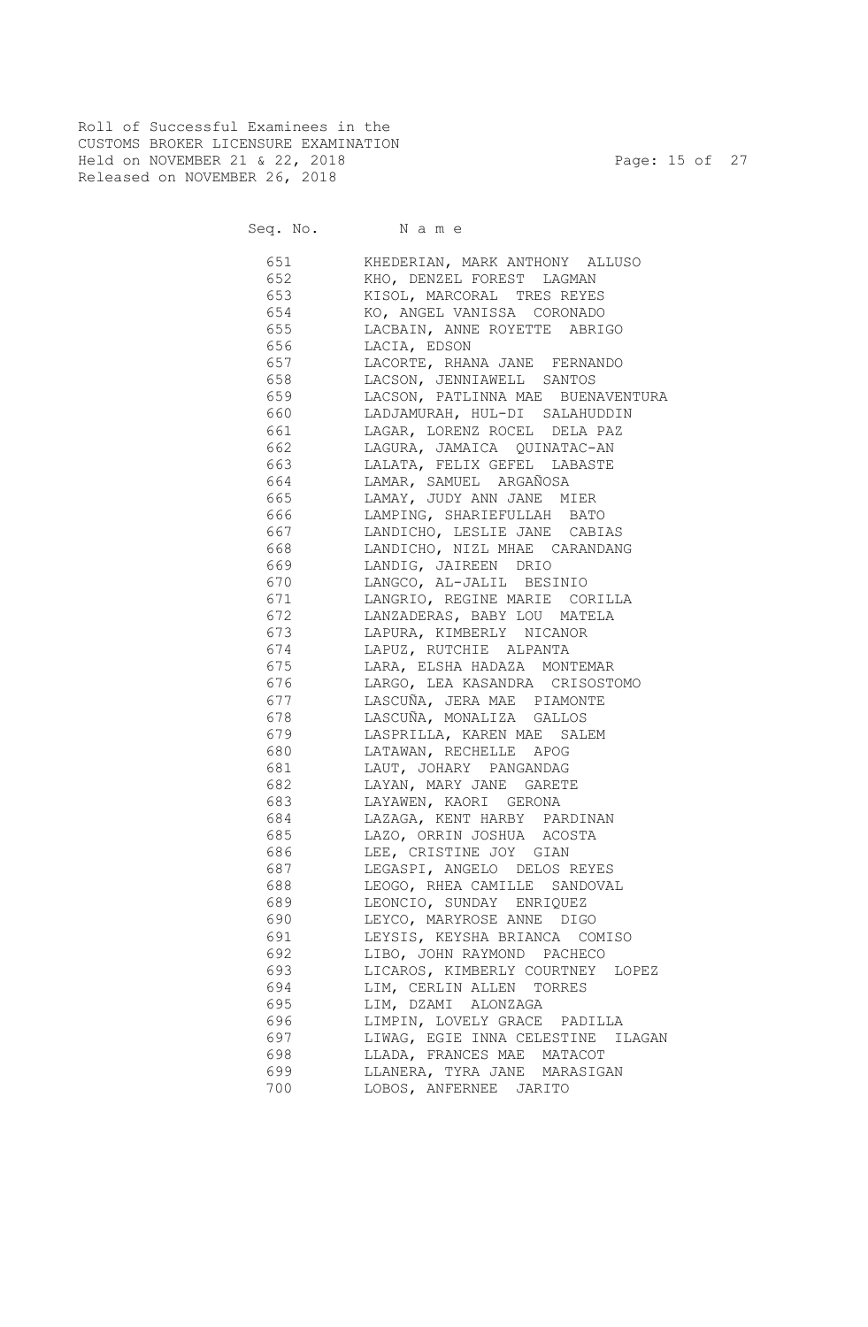Roll of Successful Examinees in the
CUSTOMS BROKER LICENSURE EXAMINATION
Held on NOVEMBER 21 & 22, 2018
Released on NOVEMBER 26, 2018

| Seq. No. | Name |
|---|---|
| 651 | KHEDERIAN, MARK ANTHONY ALLUSO |
| 652 | KHO, DENZEL FOREST LAGMAN |
| 653 | KISOL, MARCORAL TRES REYES |
| 654 | KO, ANGEL VANISSA CORONADO |
| 655 | LACBAIN, ANNE ROYETTE ABRIGO |
| 656 | LACIA, EDSON |
| 657 | LACORTE, RHANA JANE FERNANDO |
| 658 | LACSON, JENNIAWELL SANTOS |
| 659 | LACSON, PATLINNA MAE BUENAVENTURA |
| 660 | LADJAMURAH, HUL-DI SALAHUDDIN |
| 661 | LAGAR, LORENZ ROCEL DELA PAZ |
| 662 | LAGURA, JAMAICA QUINATAC-AN |
| 663 | LALATA, FELIX GEFEL LABASTE |
| 664 | LAMAR, SAMUEL ARGAÑOSA |
| 665 | LAMAY, JUDY ANN JANE MIER |
| 666 | LAMPING, SHARIEFULLAH BATO |
| 667 | LANDICHO, LESLIE JANE CABIAS |
| 668 | LANDICHO, NIZL MHAE CARANDANG |
| 669 | LANDIG, JAIREEN DRIO |
| 670 | LANGCO, AL-JALIL BESINIO |
| 671 | LANGRIO, REGINE MARIE CORILLA |
| 672 | LANZADERAS, BABY LOU MATELA |
| 673 | LAPURA, KIMBERLY NICANOR |
| 674 | LAPUZ, RUTCHIE ALPANTA |
| 675 | LARA, ELSHA HADAZA MONTEMAR |
| 676 | LARGO, LEA KASANDRA CRISOSTOMO |
| 677 | LASCUÑA, JERA MAE PIAMONTE |
| 678 | LASCUÑA, MONALIZA GALLOS |
| 679 | LASPRILLA, KAREN MAE SALEM |
| 680 | LATAWAN, RECHELLE APOG |
| 681 | LAUT, JOHARY PANGANDAG |
| 682 | LAYAN, MARY JANE GARETE |
| 683 | LAYAWEN, KAORI GERONA |
| 684 | LAZAGA, KENT HARBY PARDINAN |
| 685 | LAZO, ORRIN JOSHUA ACOSTA |
| 686 | LEE, CRISTINE JOY GIAN |
| 687 | LEGASPI, ANGELO DELOS REYES |
| 688 | LEOGO, RHEA CAMILLE SANDOVAL |
| 689 | LEONCIO, SUNDAY ENRIQUEZ |
| 690 | LEYCO, MARYROSE ANNE DIGO |
| 691 | LEYSIS, KEYSHA BRIANCA COMISO |
| 692 | LIBO, JOHN RAYMOND PACHECO |
| 693 | LICAROS, KIMBERLY COURTNEY LOPEZ |
| 694 | LIM, CERLIN ALLEN TORRES |
| 695 | LIM, DZAMI ALONZAGA |
| 696 | LIMPIN, LOVELY GRACE PADILLA |
| 697 | LIWAG, EGIE INNA CELESTINE ILAGAN |
| 698 | LLADA, FRANCES MAE MATACOT |
| 699 | LLANERA, TYRA JANE MARASIGAN |
| 700 | LOBOS, ANFERNEE JARITO |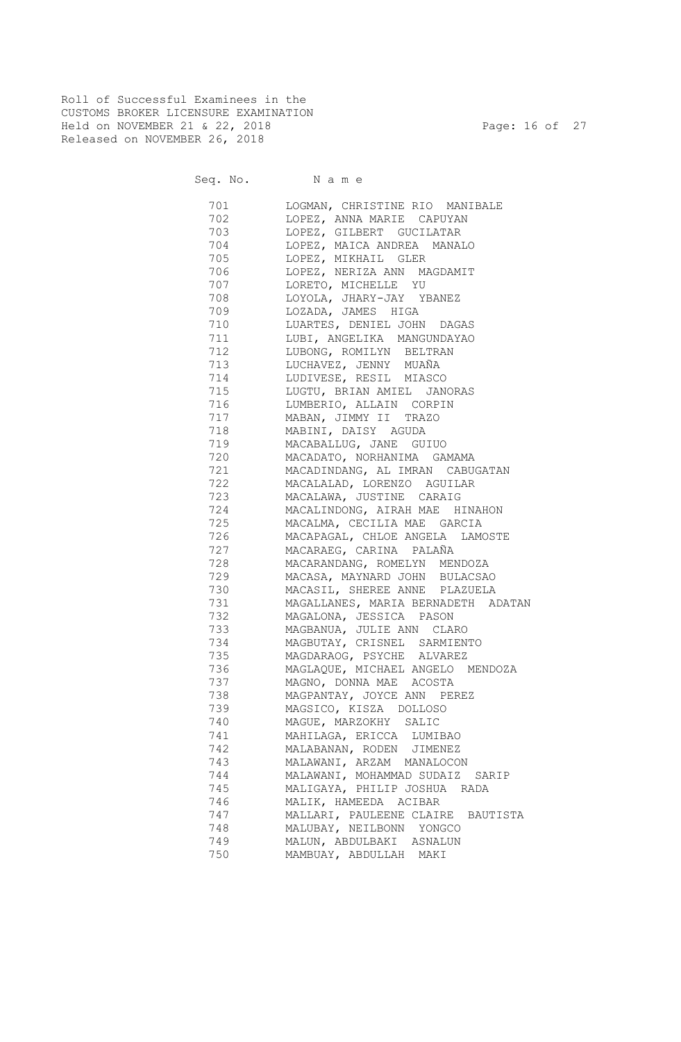Roll of Successful Examinees in the
CUSTOMS BROKER LICENSURE EXAMINATION
Held on NOVEMBER 21 & 22, 2018
Released on NOVEMBER 26, 2018

| Seq. No. | N a m e |
|---|---|
| 701 | LOGMAN, CHRISTINE RIO MANIBALE |
| 702 | LOPEZ, ANNA MARIE CAPUYAN |
| 703 | LOPEZ, GILBERT GUCILATAR |
| 704 | LOPEZ, MAICA ANDREA MANALO |
| 705 | LOPEZ, MIKHAIL GLER |
| 706 | LOPEZ, NERIZA ANN MAGDAMIT |
| 707 | LORETO, MICHELLE YU |
| 708 | LOYOLA, JHARY-JAY YBANEZ |
| 709 | LOZADA, JAMES HIGA |
| 710 | LUARTES, DENIEL JOHN DAGAS |
| 711 | LUBI, ANGELIKA MANGUNDAYAO |
| 712 | LUBONG, ROMILYN BELTRAN |
| 713 | LUCHAVEZ, JENNY MUAÑA |
| 714 | LUDIVESE, RESIL MIASCO |
| 715 | LUGTU, BRIAN AMIEL JANORAS |
| 716 | LUMBERIO, ALLAIN CORPIN |
| 717 | MABAN, JIMMY II TRAZO |
| 718 | MABINI, DAISY AGUDA |
| 719 | MACABALLUG, JANE GUIUO |
| 720 | MACADATO, NORHANIMA GAMAMA |
| 721 | MACADINDANG, AL IMRAN CABUGATAN |
| 722 | MACALALAD, LORENZO AGUILAR |
| 723 | MACALAWA, JUSTINE CARAIG |
| 724 | MACALINDONG, AIRAH MAE HINAHON |
| 725 | MACALMA, CECILIA MAE GARCIA |
| 726 | MACAPAGAL, CHLOE ANGELA LAMOSTE |
| 727 | MACARAEG, CARINA PALAÑA |
| 728 | MACARANDANG, ROMELYN MENDOZA |
| 729 | MACASA, MAYNARD JOHN BULACSAO |
| 730 | MACASIL, SHEREE ANNE PLAZUELA |
| 731 | MAGALLANES, MARIA BERNADETH ADATAN |
| 732 | MAGALONA, JESSICA PASON |
| 733 | MAGBANUA, JULIE ANN CLARO |
| 734 | MAGBUTAY, CRISNEL SARMIENTO |
| 735 | MAGDARAOG, PSYCHE ALVAREZ |
| 736 | MAGLAQUE, MICHAEL ANGELO MENDOZA |
| 737 | MAGNO, DONNA MAE ACOSTA |
| 738 | MAGPANTAY, JOYCE ANN PEREZ |
| 739 | MAGSICO, KISZA DOLLOSO |
| 740 | MAGUE, MARZOKHY SALIC |
| 741 | MAHILAGA, ERICCA LUMIBAO |
| 742 | MALABANAN, RODEN JIMENEZ |
| 743 | MALAWANI, ARZAM MANALOCON |
| 744 | MALAWANI, MOHAMMAD SUDAIZ SARIP |
| 745 | MALIGAYA, PHILIP JOSHUA RADA |
| 746 | MALIK, HAMEEDA ACIBAR |
| 747 | MALLARI, PAULEENE CLAIRE BAUTISTA |
| 748 | MALUBAY, NEILBONN YONGCO |
| 749 | MALUN, ABDULBAKI ASNALUN |
| 750 | MAMBUAY, ABDULLAH MAKI |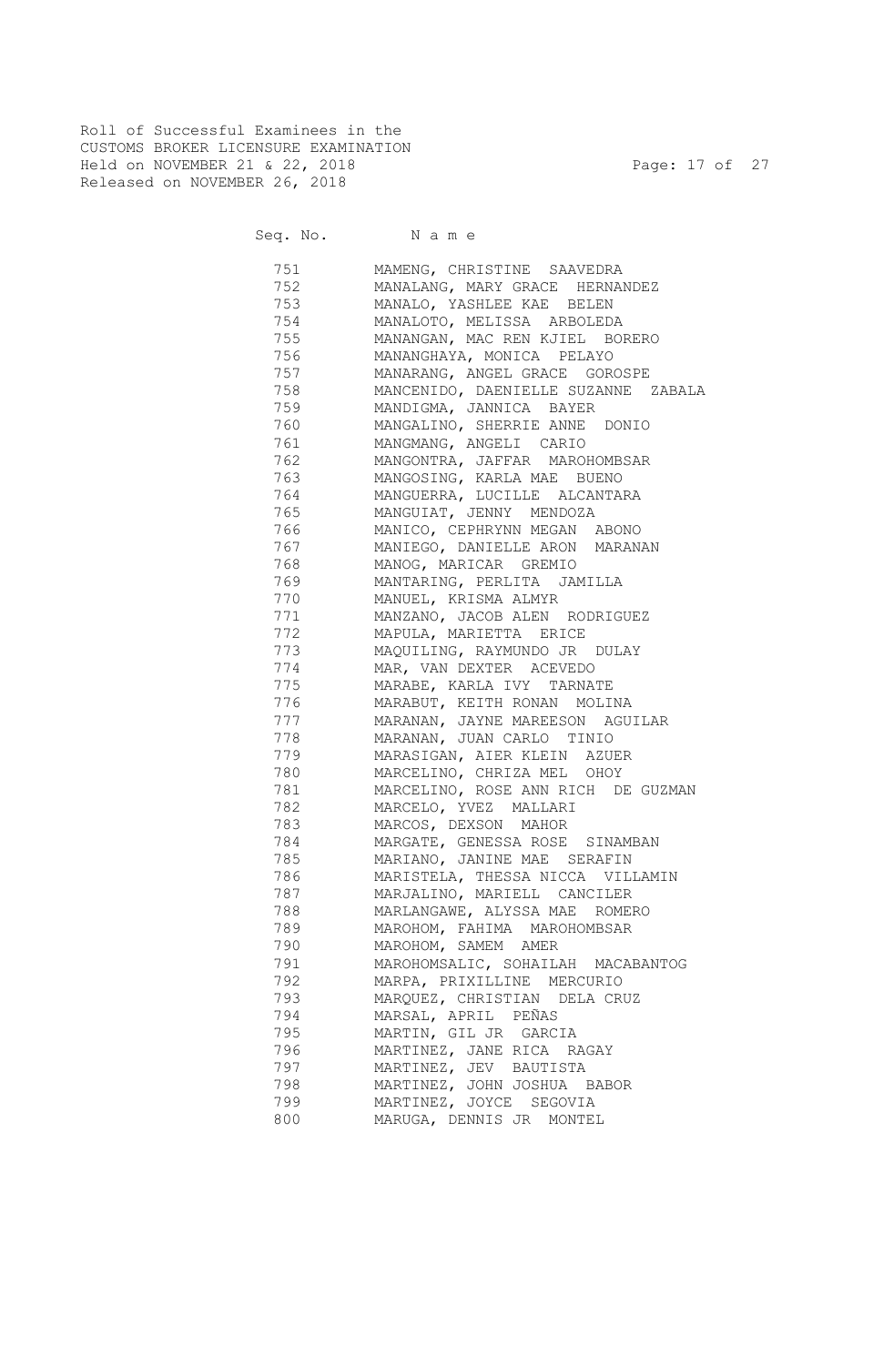Roll of Successful Examinees in the
CUSTOMS BROKER LICENSURE EXAMINATION
Held on NOVEMBER 21 & 22, 2018
Released on NOVEMBER 26, 2018

| Seq. No. | Name |
|---|---|
| 751 | MAMENG, CHRISTINE SAAVEDRA |
| 752 | MANALANG, MARY GRACE HERNANDEZ |
| 753 | MANALO, YASHLEE KAE BELEN |
| 754 | MANALOTO, MELISSA ARBOLEDA |
| 755 | MANANGAN, MAC REN KJIEL BORERO |
| 756 | MANANGHAYA, MONICA PELAYO |
| 757 | MANARANG, ANGEL GRACE GOROSPE |
| 758 | MANCENIDO, DAENIELLE SUZANNE ZABALA |
| 759 | MANDIGMA, JANNICA BAYER |
| 760 | MANGALINO, SHERRIE ANNE DONIO |
| 761 | MANGMANG, ANGELI CARIO |
| 762 | MANGONTRA, JAFFAR MAROHOMBSAR |
| 763 | MANGOSING, KARLA MAE BUENO |
| 764 | MANGUERRA, LUCILLE ALCANTARA |
| 765 | MANGUIAT, JENNY MENDOZA |
| 766 | MANICO, CEPHRYNN MEGAN ABONO |
| 767 | MANIEGO, DANIELLE ARON MARANAN |
| 768 | MANOG, MARICAR GREMIO |
| 769 | MANTARING, PERLITA JAMILLA |
| 770 | MANUEL, KRISMA ALMYR |
| 771 | MANZANO, JACOB ALEN RODRIGUEZ |
| 772 | MAPULA, MARIETTA ERICE |
| 773 | MAQUILING, RAYMUNDO JR DULAY |
| 774 | MAR, VAN DEXTER ACEVEDO |
| 775 | MARABE, KARLA IVY TARNATE |
| 776 | MARABUT, KEITH RONAN MOLINA |
| 777 | MARANAN, JAYNE MAREESON AGUILAR |
| 778 | MARANAN, JUAN CARLO TINIO |
| 779 | MARASIGAN, AIER KLEIN AZUER |
| 780 | MARCELINO, CHRIZA MEL OHOY |
| 781 | MARCELINO, ROSE ANN RICH DE GUZMAN |
| 782 | MARCELO, YVEZ MALLARI |
| 783 | MARCOS, DEXSON MAHOR |
| 784 | MARGATE, GENESSA ROSE SINAMBAN |
| 785 | MARIANO, JANINE MAE SERAFIN |
| 786 | MARISTELA, THESSA NICCA VILLAMIN |
| 787 | MARJALINO, MARIELL CANCILER |
| 788 | MARLANGAWE, ALYSSA MAE ROMERO |
| 789 | MAROHOM, FAHIMA MAROHOMBSAR |
| 790 | MAROHOM, SAMEM AMER |
| 791 | MAROHOMSALIC, SOHAILAH MACABANTOG |
| 792 | MARPA, PRIXILLINE MERCURIO |
| 793 | MARQUEZ, CHRISTIAN DELA CRUZ |
| 794 | MARSAL, APRIL PEÑAS |
| 795 | MARTIN, GIL JR GARCIA |
| 796 | MARTINEZ, JANE RICA RAGAY |
| 797 | MARTINEZ, JEV BAUTISTA |
| 798 | MARTINEZ, JOHN JOSHUA BABOR |
| 799 | MARTINEZ, JOYCE SEGOVIA |
| 800 | MARUGA, DENNIS JR MONTEL |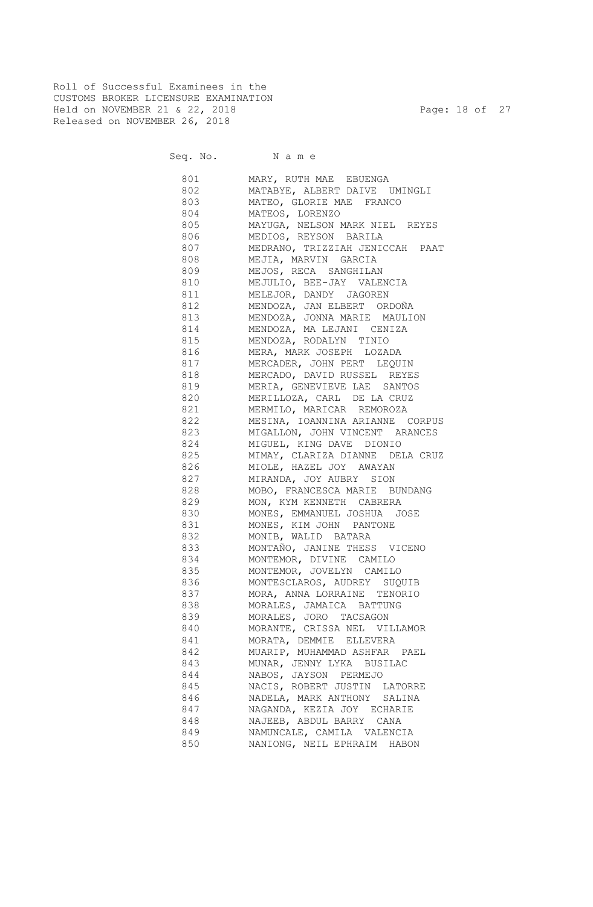Roll of Successful Examinees in the
CUSTOMS BROKER LICENSURE EXAMINATION
Held on NOVEMBER 21 & 22, 2018
Released on NOVEMBER 26, 2018

| Seq. No. | N a m e |
|---|---|
| 801 | MARY, RUTH MAE EBUENGA |
| 802 | MATABYE, ALBERT DAIVE UMINGLI |
| 803 | MATEO, GLORIE MAE FRANCO |
| 804 | MATEOS, LORENZO |
| 805 | MAYUGA, NELSON MARK NIEL REYES |
| 806 | MEDIOS, REYSON BARILA |
| 807 | MEDRANO, TRIZZIAH JENICCAH PAAT |
| 808 | MEJIA, MARVIN GARCIA |
| 809 | MEJOS, RECA SANGHILAN |
| 810 | MEJULIO, BEE-JAY VALENCIA |
| 811 | MELEJOR, DANDY JAGOREN |
| 812 | MENDOZA, JAN ELBERT ORDOÑA |
| 813 | MENDOZA, JONNA MARIE MAULION |
| 814 | MENDOZA, MA LEJANI CENIZA |
| 815 | MENDOZA, RODALYN TINIO |
| 816 | MERA, MARK JOSEPH LOZADA |
| 817 | MERCADER, JOHN PERT LEQUIN |
| 818 | MERCADO, DAVID RUSSEL REYES |
| 819 | MERIA, GENEVIEVE LAE SANTOS |
| 820 | MERILLOZA, CARL DE LA CRUZ |
| 821 | MERMILO, MARICAR REMOROZA |
| 822 | MESINA, IOANNINA ARIANNE CORPUS |
| 823 | MIGALLON, JOHN VINCENT ARANCES |
| 824 | MIGUEL, KING DAVE DIONIO |
| 825 | MIMAY, CLARIZA DIANNE DELA CRUZ |
| 826 | MIOLE, HAZEL JOY AWAYAN |
| 827 | MIRANDA, JOY AUBRY SION |
| 828 | MOBO, FRANCESCA MARIE BUNDANG |
| 829 | MON, KYM KENNETH CABRERA |
| 830 | MONES, EMMANUEL JOSHUA JOSE |
| 831 | MONES, KIM JOHN PANTONE |
| 832 | MONIB, WALID BATARA |
| 833 | MONTAÑO, JANINE THESS VICENO |
| 834 | MONTEMOR, DIVINE CAMILO |
| 835 | MONTEMOR, JOVELYN CAMILO |
| 836 | MONTESCLAROS, AUDREY SUQUIB |
| 837 | MORA, ANNA LORRAINE TENORIO |
| 838 | MORALES, JAMAICA BATTUNG |
| 839 | MORALES, JORO TACSAGON |
| 840 | MORANTE, CRISSA NEL VILLAMOR |
| 841 | MORATA, DEMMIE ELLEVERA |
| 842 | MUARIP, MUHAMMAD ASHFAR PAEL |
| 843 | MUNAR, JENNY LYKA BUSILAC |
| 844 | NABOS, JAYSON PERMEJO |
| 845 | NACIS, ROBERT JUSTIN LATORRE |
| 846 | NADELA, MARK ANTHONY SALINA |
| 847 | NAGANDA, KEZIA JOY ECHARIE |
| 848 | NAJEEB, ABDUL BARRY CANA |
| 849 | NAMUNCALE, CAMILA VALENCIA |
| 850 | NANIONG, NEIL EPHRAIM HABON |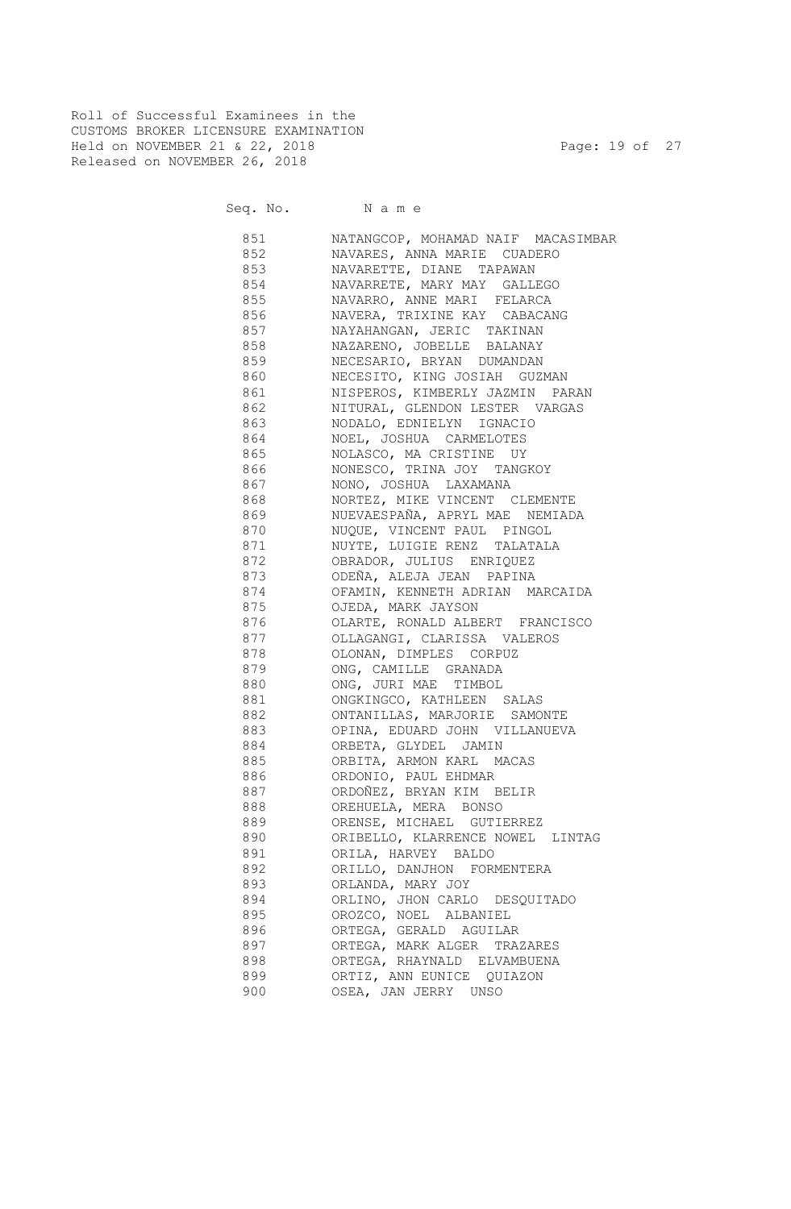Roll of Successful Examinees in the
CUSTOMS BROKER LICENSURE EXAMINATION
Held on NOVEMBER 21 & 22, 2018
Released on NOVEMBER 26, 2018

| Seq. No. | Name |
|---|---|
| 851 | NATANGCOP, MOHAMAD NAIF MACASIMBAR |
| 852 | NAVARES, ANNA MARIE CUADERO |
| 853 | NAVARETTE, DIANE TAPAWAN |
| 854 | NAVARRETE, MARY MAY GALLEGO |
| 855 | NAVARRO, ANNE MARI FELARCA |
| 856 | NAVERA, TRIXINE KAY CABACANG |
| 857 | NAYAHANGAN, JERIC TAKINAN |
| 858 | NAZARENO, JOBELLE BALANAY |
| 859 | NECESARIO, BRYAN DUMANDAN |
| 860 | NECESITO, KING JOSIAH GUZMAN |
| 861 | NISPEROS, KIMBERLY JAZMIN PARAN |
| 862 | NITURAL, GLENDON LESTER VARGAS |
| 863 | NODALO, EDNIELYN IGNACIO |
| 864 | NOEL, JOSHUA CARMELOTES |
| 865 | NOLASCO, MA CRISTINE UY |
| 866 | NONESCO, TRINA JOY TANGKOY |
| 867 | NONO, JOSHUA LAXAMANA |
| 868 | NORTEZ, MIKE VINCENT CLEMENTE |
| 869 | NUEVAESPAÑA, APRYL MAE NEMIADA |
| 870 | NUQUE, VINCENT PAUL PINGOL |
| 871 | NUYTE, LUIGIE RENZ TALATALA |
| 872 | OBRADOR, JULIUS ENRIQUEZ |
| 873 | ODEÑA, ALEJA JEAN PAPINA |
| 874 | OFAMIN, KENNETH ADRIAN MARCAIDA |
| 875 | OJEDA, MARK JAYSON |
| 876 | OLARTE, RONALD ALBERT FRANCISCO |
| 877 | OLLAGANGI, CLARISSA VALEROS |
| 878 | OLONAN, DIMPLES CORPUZ |
| 879 | ONG, CAMILLE GRANADA |
| 880 | ONG, JURI MAE TIMBOL |
| 881 | ONGKINGCO, KATHLEEN SALAS |
| 882 | ONTANILLAS, MARJORIE SAMONTE |
| 883 | OPINA, EDUARD JOHN VILLANUEVA |
| 884 | ORBETA, GLYDEL JAMIN |
| 885 | ORBITA, ARMON KARL MACAS |
| 886 | ORDONIO, PAUL EHDMAR |
| 887 | ORDOÑEZ, BRYAN KIM BELIR |
| 888 | OREHUELA, MERA BONSO |
| 889 | ORENSE, MICHAEL GUTIERREZ |
| 890 | ORIBELLO, KLARRENCE NOWEL LINTAG |
| 891 | ORILA, HARVEY BALDO |
| 892 | ORILLO, DANJHON FORMENTERA |
| 893 | ORLANDA, MARY JOY |
| 894 | ORLINO, JHON CARLO DESQUITADO |
| 895 | OROZCO, NOEL ALBANIEL |
| 896 | ORTEGA, GERALD AGUILAR |
| 897 | ORTEGA, MARK ALGER TRAZARES |
| 898 | ORTEGA, RHAYNALD ELVAMBUENA |
| 899 | ORTIZ, ANN EUNICE QUIAZON |
| 900 | OSEA, JAN JERRY UNSO |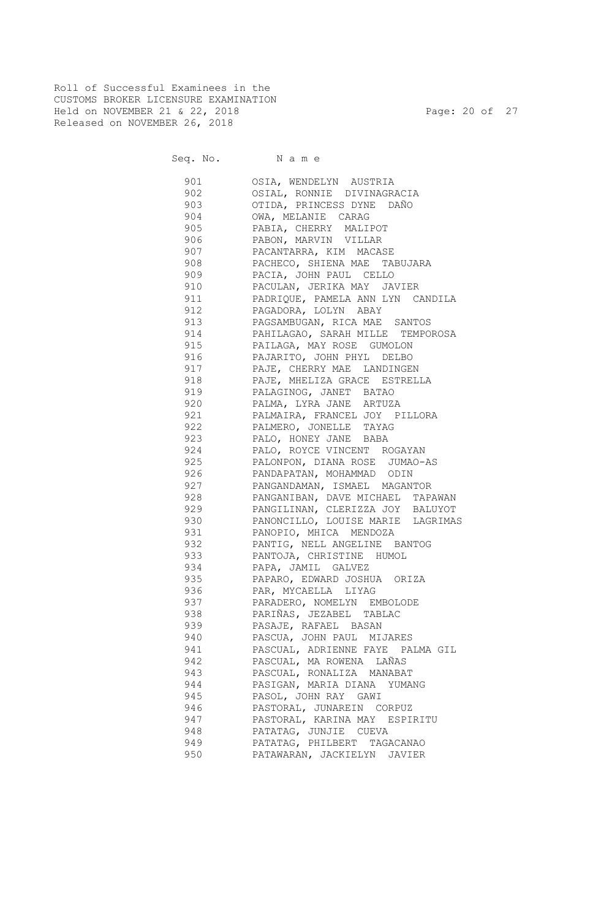Roll of Successful Examinees in the
CUSTOMS BROKER LICENSURE EXAMINATION
Held on NOVEMBER 21 & 22, 2018
Released on NOVEMBER 26, 2018

| Seq. No. | Name |
|---|---|
| 901 | OSIA, WENDELYN AUSTRIA |
| 902 | OSIAL, RONNIE DIVINAGRACIA |
| 903 | OTIDA, PRINCESS DYNE DAÑO |
| 904 | OWA, MELANIE CARAG |
| 905 | PABIA, CHERRY MALIPOT |
| 906 | PABON, MARVIN VILLAR |
| 907 | PACANTARRA, KIM MACASE |
| 908 | PACHECO, SHIENA MAE TABUJARA |
| 909 | PACIA, JOHN PAUL CELLO |
| 910 | PACULAN, JERIKA MAY JAVIER |
| 911 | PADRIQUE, PAMELA ANN LYN CANDILA |
| 912 | PAGADORA, LOLYN ABAY |
| 913 | PAGSAMBUGAN, RICA MAE SANTOS |
| 914 | PAHILAGAO, SARAH MILLE TEMPOROSA |
| 915 | PAILAGA, MAY ROSE GUMOLON |
| 916 | PAJARITO, JOHN PHYL DELBO |
| 917 | PAJE, CHERRY MAE LANDINGEN |
| 918 | PAJE, MHELIZA GRACE ESTRELLA |
| 919 | PALAGINOG, JANET BATAO |
| 920 | PALMA, LYRA JANE ARTUZA |
| 921 | PALMAIRA, FRANCEL JOY PILLORA |
| 922 | PALMERO, JONELLE TAYAG |
| 923 | PALO, HONEY JANE BABA |
| 924 | PALO, ROYCE VINCENT ROGAYAN |
| 925 | PALONPON, DIANA ROSE JUMAO-AS |
| 926 | PANDAPATAN, MOHAMMAD ODIN |
| 927 | PANGANDAMAN, ISMAEL MAGANTOR |
| 928 | PANGANIBAN, DAVE MICHAEL TAPAWAN |
| 929 | PANGILINAN, CLERIZZA JOY BALUYOT |
| 930 | PANONCILLO, LOUISE MARIE LAGRIMAS |
| 931 | PANOPIO, MHICA MENDOZA |
| 932 | PANTIG, NELL ANGELINE BANTOG |
| 933 | PANTOJA, CHRISTINE HUMOL |
| 934 | PAPA, JAMIL GALVEZ |
| 935 | PAPARO, EDWARD JOSHUA ORIZA |
| 936 | PAR, MYCAELLA LIYAG |
| 937 | PARADERO, NOMELYN EMBOLODE |
| 938 | PARIÑAS, JEZABEL TABLAC |
| 939 | PASAJE, RAFAEL BASAN |
| 940 | PASCUA, JOHN PAUL MIJARES |
| 941 | PASCUAL, ADRIENNE FAYE PALMA GIL |
| 942 | PASCUAL, MA ROWENA LAÑAS |
| 943 | PASCUAL, RONALIZA MANABAT |
| 944 | PASIGAN, MARIA DIANA YUMANG |
| 945 | PASOL, JOHN RAY GAWI |
| 946 | PASTORAL, JUNAREIN CORPUZ |
| 947 | PASTORAL, KARINA MAY ESPIRITU |
| 948 | PATATAG, JUNJIE CUEVA |
| 949 | PATATAG, PHILBERT TAGACANAO |
| 950 | PATAWARAN, JACKIELYN JAVIER |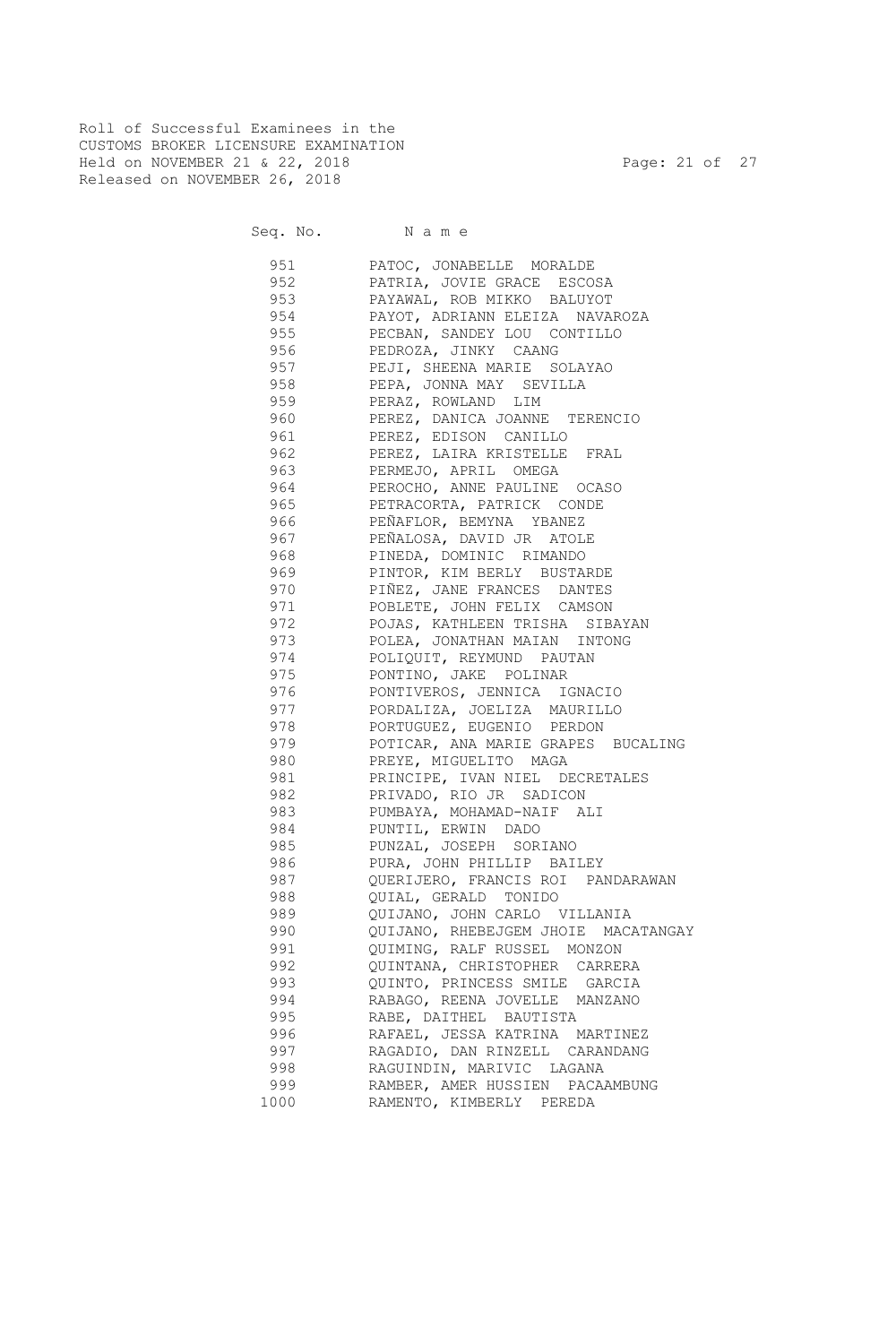Roll of Successful Examinees in the
CUSTOMS BROKER LICENSURE EXAMINATION
Held on NOVEMBER 21 & 22, 2018
Released on NOVEMBER 26, 2018

| Seq. No. | N a m e |
|---|---|
| 951 | PATOC, JONABELLE MORALDE |
| 952 | PATRIA, JOVIE GRACE ESCOSA |
| 953 | PAYAWAL, ROB MIKKO BALUYOT |
| 954 | PAYOT, ADRIANN ELEIZA NAVAROZA |
| 955 | PECBAN, SANDEY LOU CONTILLO |
| 956 | PEDROZA, JINKY CAANG |
| 957 | PEJI, SHEENA MARIE SOLAYAO |
| 958 | PEPA, JONNA MAY SEVILLA |
| 959 | PERAZ, ROWLAND LIM |
| 960 | PEREZ, DANICA JOANNE TERENCIO |
| 961 | PEREZ, EDISON CANILLO |
| 962 | PEREZ, LAIRA KRISTELLE FRAL |
| 963 | PERMEJO, APRIL OMEGA |
| 964 | PEROCHO, ANNE PAULINE OCASO |
| 965 | PETRACORTA, PATRICK CONDE |
| 966 | PEÑAFLOR, BEMYNA YBANEZ |
| 967 | PEÑALOSA, DAVID JR ATOLE |
| 968 | PINEDA, DOMINIC RIMANDO |
| 969 | PINTOR, KIM BERLY BUSTARDE |
| 970 | PIÑEZ, JANE FRANCES DANTES |
| 971 | POBLETE, JOHN FELIX CAMSON |
| 972 | POJAS, KATHLEEN TRISHA SIBAYAN |
| 973 | POLEA, JONATHAN MAIAN INTONG |
| 974 | POLIQUIT, REYMUND PAUTAN |
| 975 | PONTINO, JAKE POLINAR |
| 976 | PONTIVEROS, JENNICA IGNACIO |
| 977 | PORDALIZA, JOELIZA MAURILLO |
| 978 | PORTUGUEZ, EUGENIO PERDON |
| 979 | POTICAR, ANA MARIE GRAPES BUCALING |
| 980 | PREYE, MIGUELITO MAGA |
| 981 | PRINCIPE, IVAN NIEL DECRETALES |
| 982 | PRIVADO, RIO JR SADICON |
| 983 | PUMBAYA, MOHAMAD-NAIF ALI |
| 984 | PUNTIL, ERWIN DADO |
| 985 | PUNZAL, JOSEPH SORIANO |
| 986 | PURA, JOHN PHILLIP BAILEY |
| 987 | QUERIJERO, FRANCIS ROI PANDARAWAN |
| 988 | QUIAL, GERALD TONIDO |
| 989 | QUIJANO, JOHN CARLO VILLANIA |
| 990 | QUIJANO, RHEBEJGEM JHOIE MACATANGAY |
| 991 | QUIMING, RALF RUSSEL MONZON |
| 992 | QUINTANA, CHRISTOPHER CARRERA |
| 993 | QUINTO, PRINCESS SMILE GARCIA |
| 994 | RABAGO, REENA JOVELLE MANZANO |
| 995 | RABE, DAITHEL BAUTISTA |
| 996 | RAFAEL, JESSA KATRINA MARTINEZ |
| 997 | RAGADIO, DAN RINZELL CARANDANG |
| 998 | RAGUINDIN, MARIVIC LAGANA |
| 999 | RAMBER, AMER HUSSIEN PACAAMBUNG |
| 1000 | RAMENTO, KIMBERLY PEREDA |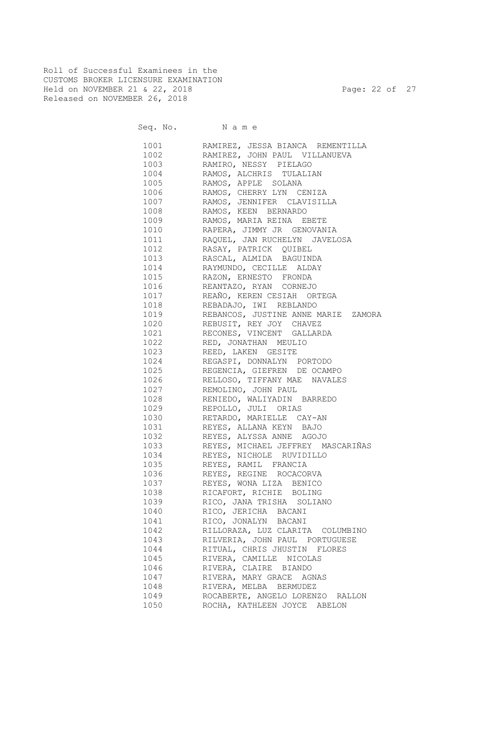Roll of Successful Examinees in the
CUSTOMS BROKER LICENSURE EXAMINATION
Held on NOVEMBER 21 & 22, 2018
Released on NOVEMBER 26, 2018

| Seq. No. | N a m e |
|---|---|
| 1001 | RAMIREZ, JESSA BIANCA REMENTILLA |
| 1002 | RAMIREZ, JOHN PAUL VILLANUEVA |
| 1003 | RAMIRO, NESSY PIELAGO |
| 1004 | RAMOS, ALCHRIS TULALIAN |
| 1005 | RAMOS, APPLE SOLANA |
| 1006 | RAMOS, CHERRY LYN CENIZA |
| 1007 | RAMOS, JENNIFER CLAVISILLA |
| 1008 | RAMOS, KEEN BERNARDO |
| 1009 | RAMOS, MARIA REINA EBETE |
| 1010 | RAPERA, JIMMY JR GENOVANIA |
| 1011 | RAQUEL, JAN RUCHELYN JAVELOSA |
| 1012 | RASAY, PATRICK QUIBEL |
| 1013 | RASCAL, ALMIDA BAGUINDA |
| 1014 | RAYMUNDO, CECILLE ALDAY |
| 1015 | RAZON, ERNESTO FRONDA |
| 1016 | REANTAZO, RYAN CORNEJO |
| 1017 | REAÑO, KEREN CESIAH ORTEGA |
| 1018 | REBADAJO, IWI REBLANDO |
| 1019 | REBANCOS, JUSTINE ANNE MARIE ZAMORA |
| 1020 | REBUSIT, REY JOY CHAVEZ |
| 1021 | RECONES, VINCENT GALLARDA |
| 1022 | RED, JONATHAN MEULIO |
| 1023 | REED, LAKEN GESITE |
| 1024 | REGASPI, DONNALYN PORTODO |
| 1025 | REGENCIA, GIEFREN DE OCAMPO |
| 1026 | RELLOSO, TIFFANY MAE NAVALES |
| 1027 | REMOLINO, JOHN PAUL |
| 1028 | RENIEDO, WALIYADIN BARREDO |
| 1029 | REPOLLO, JULI ORIAS |
| 1030 | RETARDO, MARIELLE CAY-AN |
| 1031 | REYES, ALLANA KEYN BAJO |
| 1032 | REYES, ALYSSA ANNE AGOJO |
| 1033 | REYES, MICHAEL JEFFREY MASCARIÑAS |
| 1034 | REYES, NICHOLE RUVIDILLO |
| 1035 | REYES, RAMIL FRANCIA |
| 1036 | REYES, REGINE ROCACORVA |
| 1037 | REYES, WONA LIZA BENICO |
| 1038 | RICAFORT, RICHIE BOLING |
| 1039 | RICO, JANA TRISHA SOLIANO |
| 1040 | RICO, JERICHA BACANI |
| 1041 | RICO, JONALYN BACANI |
| 1042 | RILLORAZA, LUZ CLARITA COLUMBINO |
| 1043 | RILVERIA, JOHN PAUL PORTUGUESE |
| 1044 | RITUAL, CHRIS JHUSTIN FLORES |
| 1045 | RIVERA, CAMILLE NICOLAS |
| 1046 | RIVERA, CLAIRE BIANDO |
| 1047 | RIVERA, MARY GRACE AGNAS |
| 1048 | RIVERA, MELBA BERMUDEZ |
| 1049 | ROCABERTE, ANGELO LORENZO RALLON |
| 1050 | ROCHA, KATHLEEN JOYCE ABELON |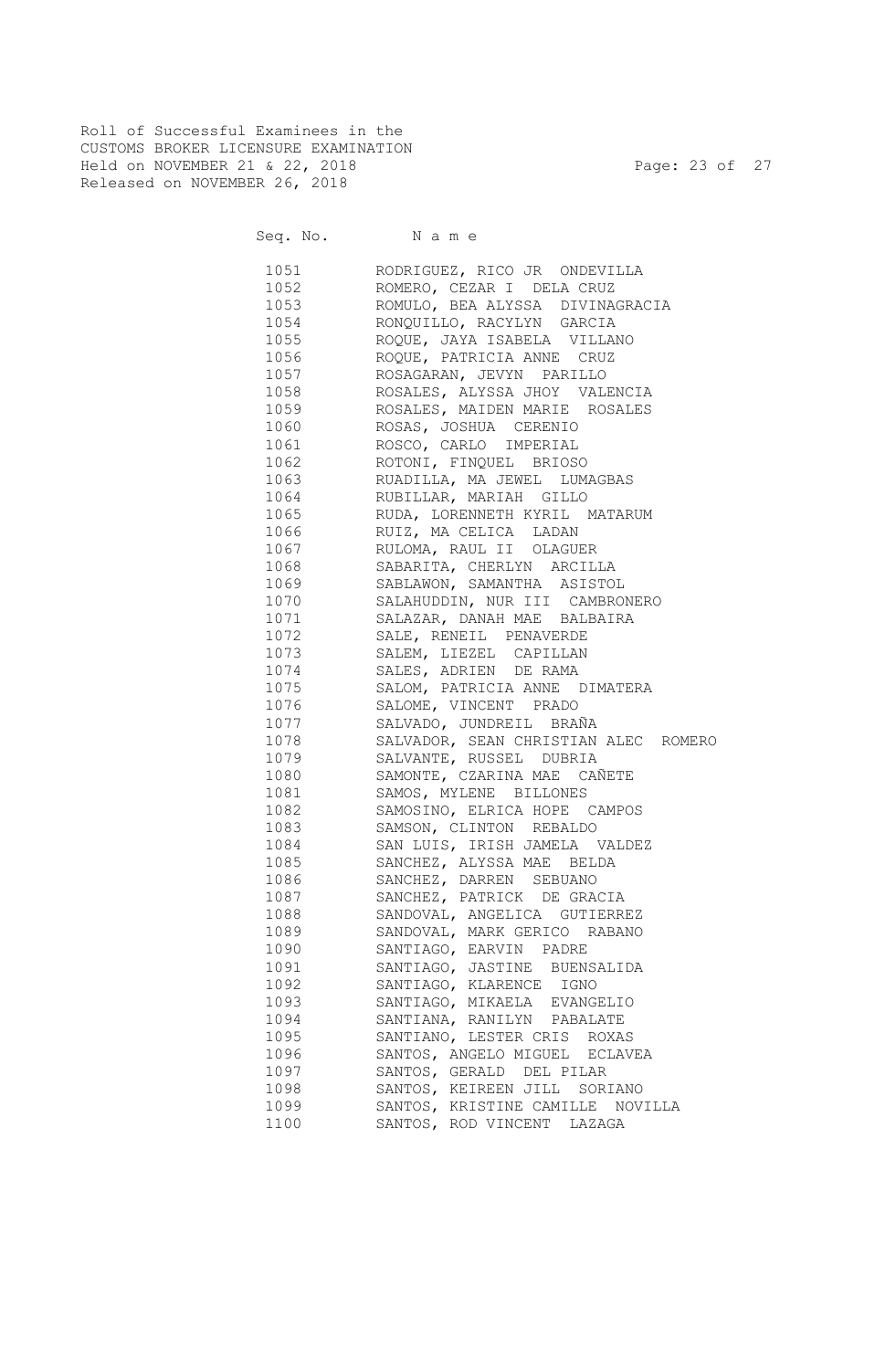Roll of Successful Examinees in the
CUSTOMS BROKER LICENSURE EXAMINATION
Held on NOVEMBER 21 & 22, 2018
Released on NOVEMBER 26, 2018

| Seq. No. | N a m e |
|---|---|
| 1051 | RODRIGUEZ, RICO JR ONDEVILLA |
| 1052 | ROMERO, CEZAR I DELA CRUZ |
| 1053 | ROMULO, BEA ALYSSA DIVINAGRACIA |
| 1054 | RONQUILLO, RACYLYN GARCIA |
| 1055 | ROQUE, JAYA ISABELA VILLANO |
| 1056 | ROQUE, PATRICIA ANNE CRUZ |
| 1057 | ROSAGARAN, JEVYN PARILLO |
| 1058 | ROSALES, ALYSSA JHOY VALENCIA |
| 1059 | ROSALES, MAIDEN MARIE ROSALES |
| 1060 | ROSAS, JOSHUA CERENIO |
| 1061 | ROSCO, CARLO IMPERIAL |
| 1062 | ROTONI, FINQUEL BRIOSO |
| 1063 | RUADILLA, MA JEWEL LUMAGBAS |
| 1064 | RUBILLAR, MARIAH GILLO |
| 1065 | RUDA, LORENNETH KYRIL MATARUM |
| 1066 | RUIZ, MA CELICA LADAN |
| 1067 | RULOMA, RAUL II OLAGUER |
| 1068 | SABARITA, CHERLYN ARCILLA |
| 1069 | SABLAWON, SAMANTHA ASISTOL |
| 1070 | SALAHUDDIN, NUR III CAMBRONERO |
| 1071 | SALAZAR, DANAH MAE BALBAIRA |
| 1072 | SALE, RENEIL PENAVERDE |
| 1073 | SALEM, LIEZEL CAPILLAN |
| 1074 | SALES, ADRIEN DE RAMA |
| 1075 | SALOM, PATRICIA ANNE DIMATERA |
| 1076 | SALOME, VINCENT PRADO |
| 1077 | SALVADO, JUNDREIL BRAÑA |
| 1078 | SALVADOR, SEAN CHRISTIAN ALEC ROMERO |
| 1079 | SALVANTE, RUSSEL DUBRIA |
| 1080 | SAMONTE, CZARINA MAE CAÑETE |
| 1081 | SAMOS, MYLENE BILLONES |
| 1082 | SAMOSINO, ELRICA HOPE CAMPOS |
| 1083 | SAMSON, CLINTON REBALDO |
| 1084 | SAN LUIS, IRISH JAMELA VALDEZ |
| 1085 | SANCHEZ, ALYSSA MAE BELDA |
| 1086 | SANCHEZ, DARREN SEBUANO |
| 1087 | SANCHEZ, PATRICK DE GRACIA |
| 1088 | SANDOVAL, ANGELICA GUTIERREZ |
| 1089 | SANDOVAL, MARK GERICO RABANO |
| 1090 | SANTIAGO, EARVIN PADRE |
| 1091 | SANTIAGO, JASTINE BUENSALIDA |
| 1092 | SANTIAGO, KLARENCE IGNO |
| 1093 | SANTIAGO, MIKAELA EVANGELIO |
| 1094 | SANTIANA, RANILYN PABALATE |
| 1095 | SANTIANO, LESTER CRIS ROXAS |
| 1096 | SANTOS, ANGELO MIGUEL ECLAVEA |
| 1097 | SANTOS, GERALD DEL PILAR |
| 1098 | SANTOS, KEIREEN JILL SORIANO |
| 1099 | SANTOS, KRISTINE CAMILLE NOVILLA |
| 1100 | SANTOS, ROD VINCENT LAZAGA |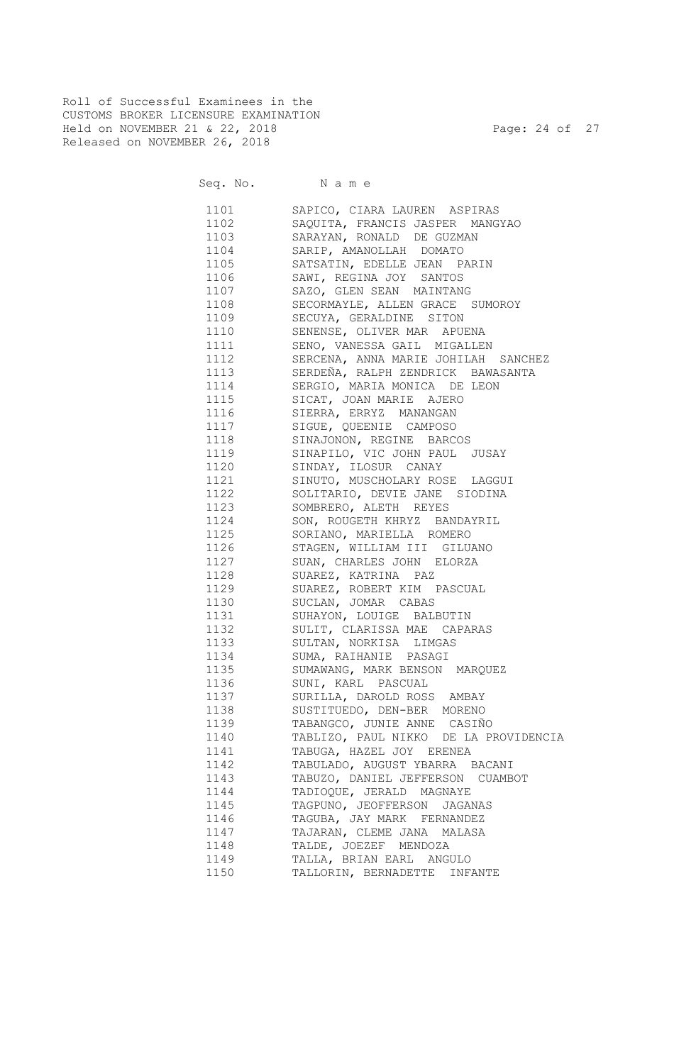Roll of Successful Examinees in the
CUSTOMS BROKER LICENSURE EXAMINATION
Held on NOVEMBER 21 & 22, 2018
Released on NOVEMBER 26, 2018

| Seq. No. | N a m e |
|---|---|
| 1101 | SAPICO, CIARA LAUREN ASPIRAS |
| 1102 | SAQUITA, FRANCIS JASPER MANGYAO |
| 1103 | SARAYAN, RONALD DE GUZMAN |
| 1104 | SARIP, AMANOLLAH DOMATO |
| 1105 | SATSATIN, EDELLE JEAN PARIN |
| 1106 | SAWI, REGINA JOY SANTOS |
| 1107 | SAZO, GLEN SEAN MAINTANG |
| 1108 | SECORMAYLE, ALLEN GRACE SUMOROY |
| 1109 | SECUYA, GERALDINE SITON |
| 1110 | SENENSE, OLIVER MAR APUENA |
| 1111 | SENO, VANESSA GAIL MIGALLEN |
| 1112 | SERCENA, ANNA MARIE JOHILAH SANCHEZ |
| 1113 | SERDEÑA, RALPH ZENDRICK BAWASANTA |
| 1114 | SERGIO, MARIA MONICA DE LEON |
| 1115 | SICAT, JOAN MARIE AJERO |
| 1116 | SIERRA, ERRYZ MANANGAN |
| 1117 | SIGUE, QUEENIE CAMPOSO |
| 1118 | SINAJONON, REGINE BARCOS |
| 1119 | SINAPILO, VIC JOHN PAUL JUSAY |
| 1120 | SINDAY, ILOSUR CANAY |
| 1121 | SINUTO, MUSCHOLARY ROSE LAGGUI |
| 1122 | SOLITARIO, DEVIE JANE SIODINA |
| 1123 | SOMBRERO, ALETH REYES |
| 1124 | SON, ROUGETH KHRYZ BANDAYRIL |
| 1125 | SORIANO, MARIELLA ROMERO |
| 1126 | STAGEN, WILLIAM III GILUANO |
| 1127 | SUAN, CHARLES JOHN ELORZA |
| 1128 | SUAREZ, KATRINA PAZ |
| 1129 | SUAREZ, ROBERT KIM PASCUAL |
| 1130 | SUCLAN, JOMAR CABAS |
| 1131 | SUHAYON, LOUIGE BALBUTIN |
| 1132 | SULIT, CLARISSA MAE CAPARAS |
| 1133 | SULTAN, NORKISA LIMGAS |
| 1134 | SUMA, RAIHANIE PASAGI |
| 1135 | SUMAWANG, MARK BENSON MARQUEZ |
| 1136 | SUNI, KARL PASCUAL |
| 1137 | SURILLA, DAROLD ROSS AMBAY |
| 1138 | SUSTITUEDO, DEN-BER MORENO |
| 1139 | TABANGCO, JUNIE ANNE CASIÑO |
| 1140 | TABLIZO, PAUL NIKKO DE LA PROVIDENCIA |
| 1141 | TABUGA, HAZEL JOY ERENEA |
| 1142 | TABULADO, AUGUST YBARRA BACANI |
| 1143 | TABUZO, DANIEL JEFFERSON CUAMBOT |
| 1144 | TADIOQUE, JERALD MAGNAYE |
| 1145 | TAGPUNO, JEOFFERSON JAGANAS |
| 1146 | TAGUBA, JAY MARK FERNANDEZ |
| 1147 | TAJARAN, CLEME JANA MALASA |
| 1148 | TALDE, JOEZEF MENDOZA |
| 1149 | TALLA, BRIAN EARL ANGULO |
| 1150 | TALLORIN, BERNADETTE INFANTE |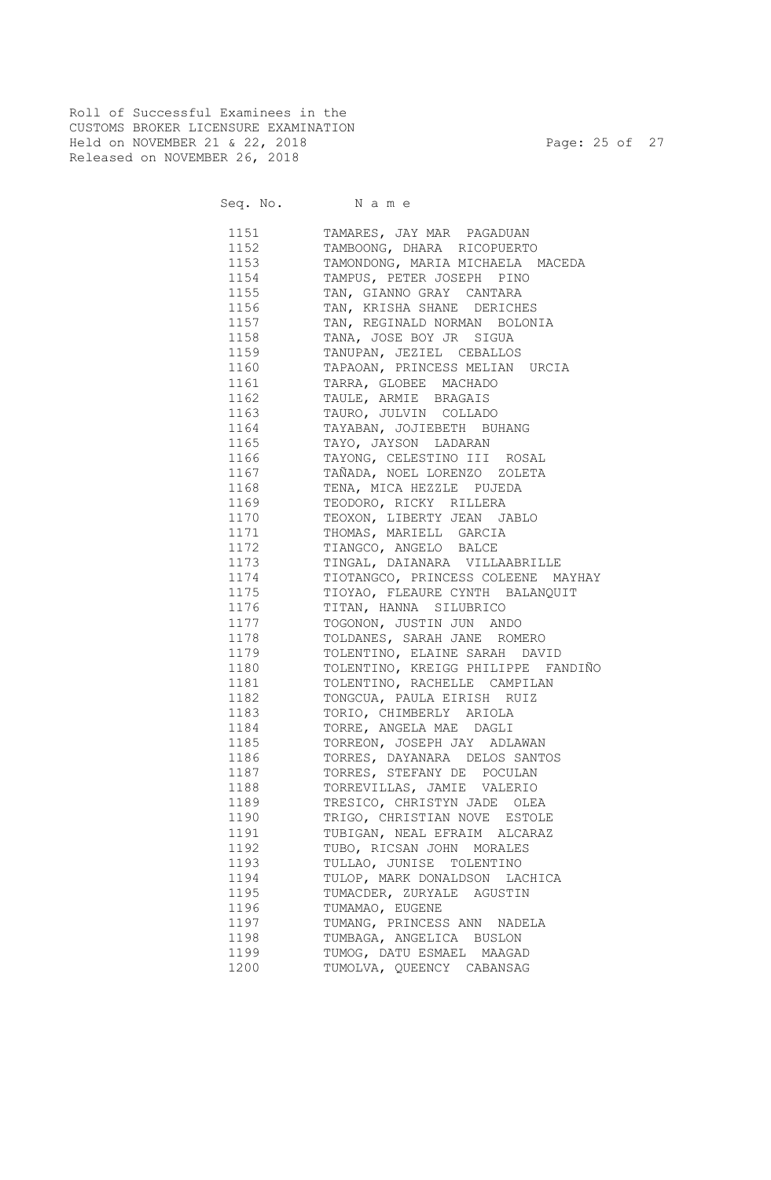Roll of Successful Examinees in the
CUSTOMS BROKER LICENSURE EXAMINATION
Held on NOVEMBER 21 & 22, 2018
Released on NOVEMBER 26, 2018

| Seq. No. | N a m e |
|---|---|
| 1151 | TAMARES, JAY MAR PAGADUAN |
| 1152 | TAMBOONG, DHARA RICOPUERTO |
| 1153 | TAMONDONG, MARIA MICHAELA MACEDA |
| 1154 | TAMPUS, PETER JOSEPH PINO |
| 1155 | TAN, GIANNO GRAY CANTARA |
| 1156 | TAN, KRISHA SHANE DERICHES |
| 1157 | TAN, REGINALD NORMAN BOLONIA |
| 1158 | TANA, JOSE BOY JR SIGUA |
| 1159 | TANUPAN, JEZIEL CEBALLOS |
| 1160 | TAPAOAN, PRINCESS MELIAN URCIA |
| 1161 | TARRA, GLOBEE MACHADO |
| 1162 | TAULE, ARMIE BRAGAIS |
| 1163 | TAURO, JULVIN COLLADO |
| 1164 | TAYABAN, JOJIEBETH BUHANG |
| 1165 | TAYO, JAYSON LADARAN |
| 1166 | TAYONG, CELESTINO III ROSAL |
| 1167 | TAÑADA, NOEL LORENZO ZOLETA |
| 1168 | TENA, MICA HEZZLE PUJEDA |
| 1169 | TEODORO, RICKY RILLERA |
| 1170 | TEOXON, LIBERTY JEAN JABLO |
| 1171 | THOMAS, MARIELL GARCIA |
| 1172 | TIANGCO, ANGELO BALCE |
| 1173 | TINGAL, DAIANARA VILLAABRILLE |
| 1174 | TIOTANGCO, PRINCESS COLEENE MAYHAY |
| 1175 | TIOYAO, FLEAURE CYNTH BALANQUIT |
| 1176 | TITAN, HANNA SILUBRICO |
| 1177 | TOGONON, JUSTIN JUN ANDO |
| 1178 | TOLDANES, SARAH JANE ROMERO |
| 1179 | TOLENTINO, ELAINE SARAH DAVID |
| 1180 | TOLENTINO, KREIGG PHILIPPE FANDIÑO |
| 1181 | TOLENTINO, RACHELLE CAMPILAN |
| 1182 | TONGCUA, PAULA EIRISH RUIZ |
| 1183 | TORIO, CHIMBERLY ARIOLA |
| 1184 | TORRE, ANGELA MAE DAGLI |
| 1185 | TORREON, JOSEPH JAY ADLAWAN |
| 1186 | TORRES, DAYANARA DELOS SANTOS |
| 1187 | TORRES, STEFANY DE POCULAN |
| 1188 | TORREVILLAS, JAMIE VALERIO |
| 1189 | TRESICO, CHRISTYN JADE OLEA |
| 1190 | TRIGO, CHRISTIAN NOVE ESTOLE |
| 1191 | TUBIGAN, NEAL EFRAIM ALCARAZ |
| 1192 | TUBO, RICSAN JOHN MORALES |
| 1193 | TULLAO, JUNISE TOLENTINO |
| 1194 | TULOP, MARK DONALDSON LACHICA |
| 1195 | TUMACDER, ZURYALE AGUSTIN |
| 1196 | TUMAMAO, EUGENE |
| 1197 | TUMANG, PRINCESS ANN NADELA |
| 1198 | TUMBAGA, ANGELICA BUSLON |
| 1199 | TUMOG, DATU ESMAEL MAAGAD |
| 1200 | TUMOLVA, QUEENCY CABANSAG |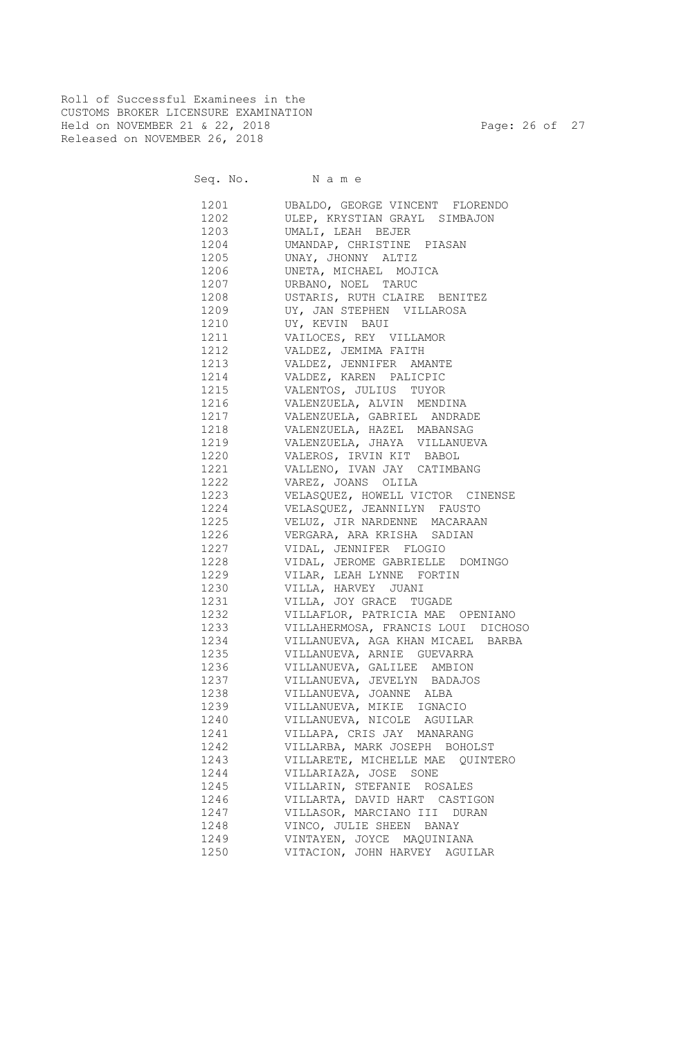Roll of Successful Examinees in the
CUSTOMS BROKER LICENSURE EXAMINATION
Held on NOVEMBER 21 & 22, 2018
Released on NOVEMBER 26, 2018

| Seq. No. | N a m e |
|---|---|
| 1201 | UBALDO, GEORGE VINCENT FLORENDO |
| 1202 | ULEP, KRYSTIAN GRAYL SIMBAJON |
| 1203 | UMALI, LEAH BEJER |
| 1204 | UMANDAP, CHRISTINE PIASAN |
| 1205 | UNAY, JHONNY ALTIZ |
| 1206 | UNETA, MICHAEL MOJICA |
| 1207 | URBANO, NOEL TARUC |
| 1208 | USTARIS, RUTH CLAIRE BENITEZ |
| 1209 | UY, JAN STEPHEN VILLAROSA |
| 1210 | UY, KEVIN BAUI |
| 1211 | VAILOCES, REY VILLAMOR |
| 1212 | VALDEZ, JEMIMA FAITH |
| 1213 | VALDEZ, JENNIFER AMANTE |
| 1214 | VALDEZ, KAREN PALICPIC |
| 1215 | VALENTOS, JULIUS TUYOR |
| 1216 | VALENZUELA, ALVIN MENDINA |
| 1217 | VALENZUELA, GABRIEL ANDRADE |
| 1218 | VALENZUELA, HAZEL MABANSAG |
| 1219 | VALENZUELA, JHAYA VILLANUEVA |
| 1220 | VALEROS, IRVIN KIT BABOL |
| 1221 | VALLENO, IVAN JAY CATIMBANG |
| 1222 | VAREZ, JOANS OLILA |
| 1223 | VELASQUEZ, HOWELL VICTOR CINENSE |
| 1224 | VELASQUEZ, JEANNILYN FAUSTO |
| 1225 | VELUZ, JIR NARDENNE MACARAAN |
| 1226 | VERGARA, ARA KRISHA SADIAN |
| 1227 | VIDAL, JENNIFER FLOGIO |
| 1228 | VIDAL, JEROME GABRIELLE DOMINGO |
| 1229 | VILAR, LEAH LYNNE FORTIN |
| 1230 | VILLA, HARVEY JUANI |
| 1231 | VILLA, JOY GRACE TUGADE |
| 1232 | VILLAFLOR, PATRICIA MAE OPENIANO |
| 1233 | VILLAHERMOSA, FRANCIS LOUI DICHOSO |
| 1234 | VILLANUEVA, AGA KHAN MICAEL BARBA |
| 1235 | VILLANUEVA, ARNIE GUEVARRA |
| 1236 | VILLANUEVA, GALILEE AMBION |
| 1237 | VILLANUEVA, JEVELYN BADAJOS |
| 1238 | VILLANUEVA, JOANNE ALBA |
| 1239 | VILLANUEVA, MIKIE IGNACIO |
| 1240 | VILLANUEVA, NICOLE AGUILAR |
| 1241 | VILLAPA, CRIS JAY MANARANG |
| 1242 | VILLARBA, MARK JOSEPH BOHOLST |
| 1243 | VILLARETE, MICHELLE MAE QUINTERO |
| 1244 | VILLARIAZA, JOSE SONE |
| 1245 | VILLARIN, STEFANIE ROSALES |
| 1246 | VILLARTA, DAVID HART CASTIGON |
| 1247 | VILLASOR, MARCIANO III DURAN |
| 1248 | VINCO, JULIE SHEEN BANAY |
| 1249 | VINTAYEN, JOYCE MAQUINIANA |
| 1250 | VITACION, JOHN HARVEY AGUILAR |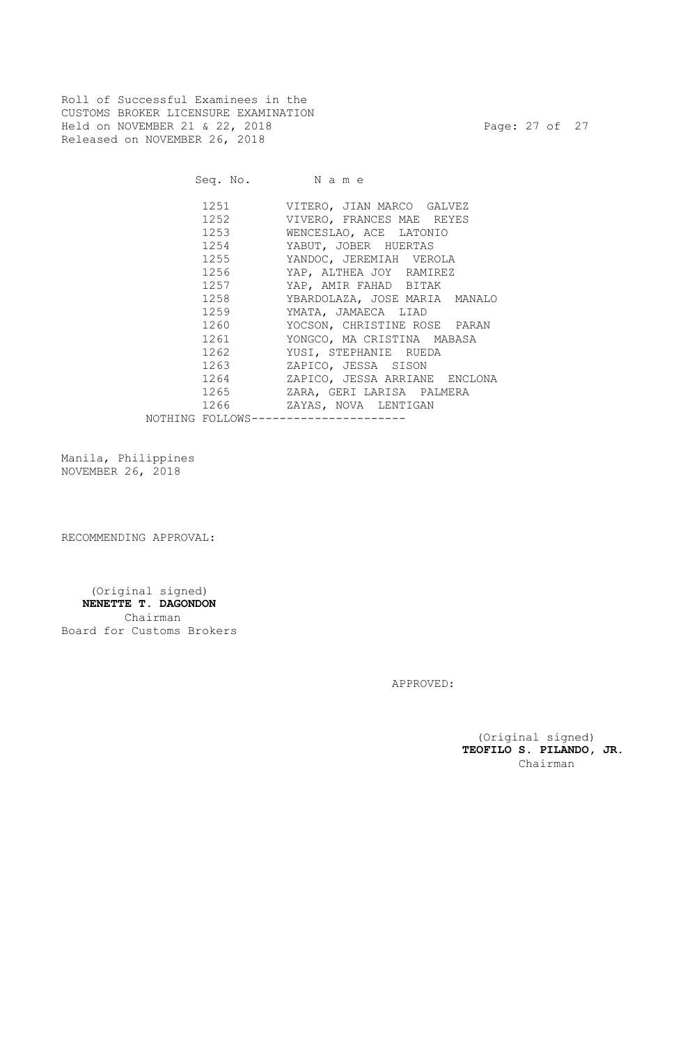Roll of Successful Examinees in the
CUSTOMS BROKER LICENSURE EXAMINATION
Held on NOVEMBER 21 & 22, 2018
Released on NOVEMBER 26, 2018

| Seq. No. | N a m e |
|---|---|
| 1251 | VITERO, JIAN MARCO GALVEZ |
| 1252 | VIVERO, FRANCES MAE REYES |
| 1253 | WENCESLAO, ACE LATONIO |
| 1254 | YABUT, JOBER HUERTAS |
| 1255 | YANDOC, JEREMIAH VEROLA |
| 1256 | YAP, ALTHEA JOY RAMIREZ |
| 1257 | YAP, AMIR FAHAD BITAK |
| 1258 | YBARDOLAZA, JOSE MARIA MANALO |
| 1259 | YMATA, JAMAECA LIAD |
| 1260 | YOCSON, CHRISTINE ROSE PARAN |
| 1261 | YONGCO, MA CRISTINA MABASA |
| 1262 | YUSI, STEPHANIE RUEDA |
| 1263 | ZAPICO, JESSA SISON |
| 1264 | ZAPICO, JESSA ARRIANE ENCLONA |
| 1265 | ZARA, GERI LARISA PALMERA |
| 1266 | ZAYAS, NOVA LENTIGAN |

NOTHING FOLLOWS----------------------

Manila, Philippines
NOVEMBER 26, 2018

RECOMMENDING APPROVAL:

(Original signed)
**NENETTE T. DAGONDON**
Chairman
Board for Customs Brokers

APPROVED:

(Original signed)
**TEOFILO S. PILANDO, JR.**
Chairman